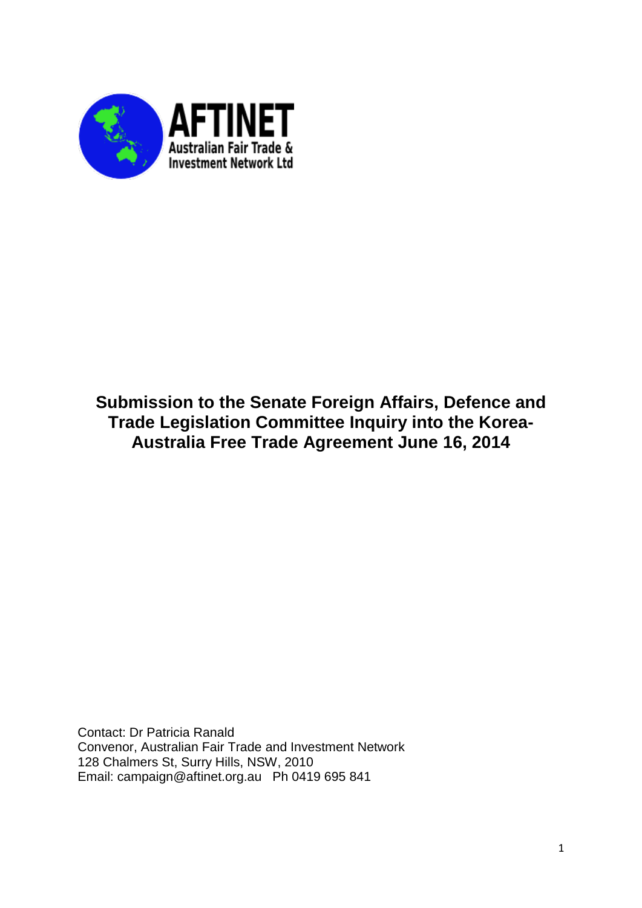AFTINET
Australian Fair Trade & Investment Network Ltd

# Submission to the Senate Foreign Affairs, Defence and Trade Legislation Committee Inquiry into the Korea-Australia Free Trade Agreement June 16, 2014

Contact: Dr Patricia Ranald
Convenor, Australian Fair Trade and Investment Network
128 Chalmers St, Surry Hills, NSW, 2010
Email: campaign@aftinet.org.au Ph 0419 695 841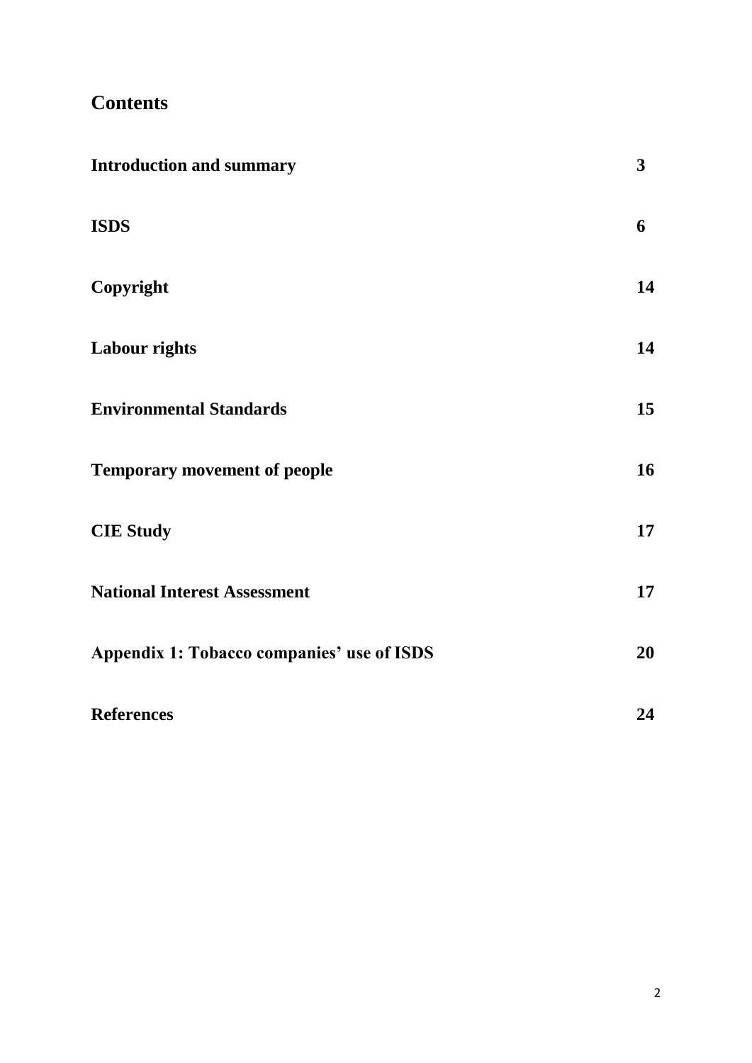## Contents

| | |
|---|---|
| **Introduction and summary** | **3** |
| **ISDS** | **6** |
| **Copyright** | **14** |
| **Labour rights** | **14** |
| **Environmental Standards** | **15** |
| **Temporary movement of people** | **16** |
| **CIE Study** | **17** |
| **National Interest Assessment** | **17** |
| **Appendix 1: Tobacco companies' use of ISDS** | **20** |
| **References** | **24** |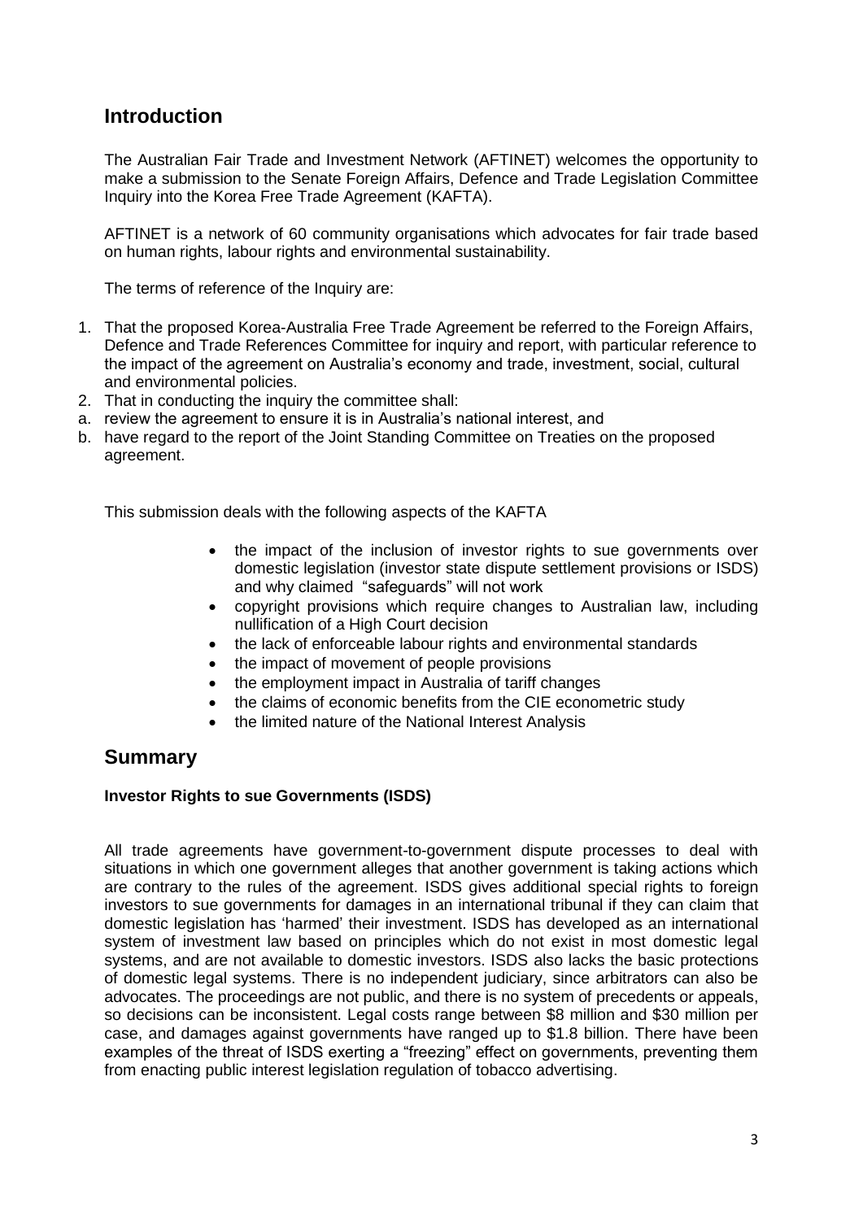## Introduction

The Australian Fair Trade and Investment Network (AFTINET) welcomes the opportunity to make a submission to the Senate Foreign Affairs, Defence and Trade Legislation Committee Inquiry into the Korea Free Trade Agreement (KAFTA).

AFTINET is a network of 60 community organisations which advocates for fair trade based on human rights, labour rights and environmental sustainability.

The terms of reference of the Inquiry are:

1. That the proposed Korea-Australia Free Trade Agreement be referred to the Foreign Affairs, Defence and Trade References Committee for inquiry and report, with particular reference to the impact of the agreement on Australia's economy and trade, investment, social, cultural and environmental policies.
2. That in conducting the inquiry the committee shall:

a. review the agreement to ensure it is in Australia's national interest, and
b. have regard to the report of the Joint Standing Committee on Treaties on the proposed agreement.

This submission deals with the following aspects of the KAFTA

- the impact of the inclusion of investor rights to sue governments over domestic legislation (investor state dispute settlement provisions or ISDS) and why claimed "safeguards" will not work
- copyright provisions which require changes to Australian law, including nullification of a High Court decision
- the lack of enforceable labour rights and environmental standards
- the impact of movement of people provisions
- the employment impact in Australia of tariff changes
- the claims of economic benefits from the CIE econometric study
- the limited nature of the National Interest Analysis

## Summary

**Investor Rights to sue Governments (ISDS)**

All trade agreements have government-to-government dispute processes to deal with situations in which one government alleges that another government is taking actions which are contrary to the rules of the agreement. ISDS gives additional special rights to foreign investors to sue governments for damages in an international tribunal if they can claim that domestic legislation has 'harmed' their investment. ISDS has developed as an international system of investment law based on principles which do not exist in most domestic legal systems, and are not available to domestic investors. ISDS also lacks the basic protections of domestic legal systems. There is no independent judiciary, since arbitrators can also be advocates. The proceedings are not public, and there is no system of precedents or appeals, so decisions can be inconsistent. Legal costs range between $8 million and $30 million per case, and damages against governments have ranged up to $1.8 billion. There have been examples of the threat of ISDS exerting a "freezing" effect on governments, preventing them from enacting public interest legislation regulation of tobacco advertising.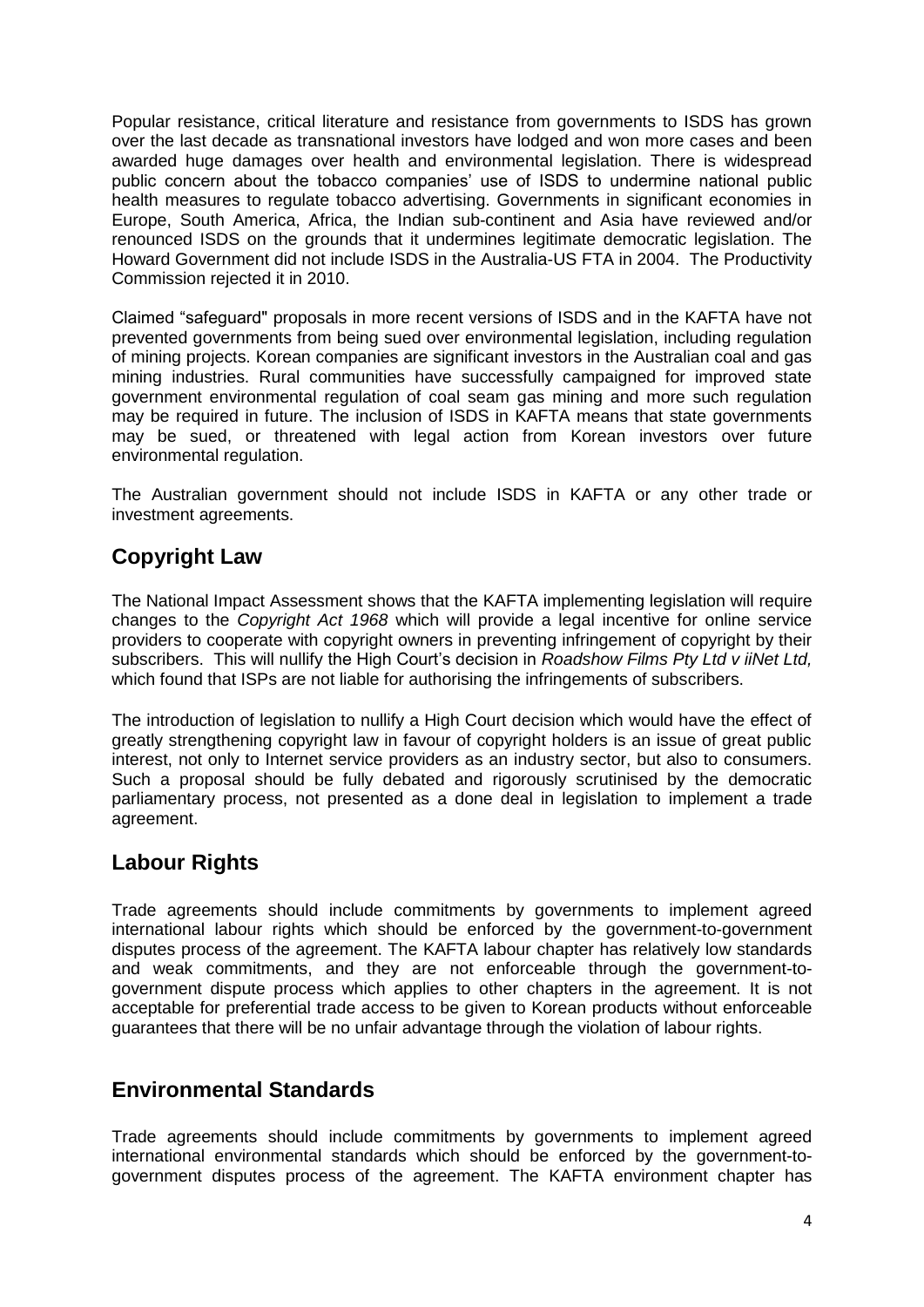Popular resistance, critical literature and resistance from governments to ISDS has grown over the last decade as transnational investors have lodged and won more cases and been awarded huge damages over health and environmental legislation. There is widespread public concern about the tobacco companies' use of ISDS to undermine national public health measures to regulate tobacco advertising. Governments in significant economies in Europe, South America, Africa, the Indian sub-continent and Asia have reviewed and/or renounced ISDS on the grounds that it undermines legitimate democratic legislation. The Howard Government did not include ISDS in the Australia-US FTA in 2004. The Productivity Commission rejected it in 2010.

Claimed "safeguard" proposals in more recent versions of ISDS and in the KAFTA have not prevented governments from being sued over environmental legislation, including regulation of mining projects. Korean companies are significant investors in the Australian coal and gas mining industries. Rural communities have successfully campaigned for improved state government environmental regulation of coal seam gas mining and more such regulation may be required in future. The inclusion of ISDS in KAFTA means that state governments may be sued, or threatened with legal action from Korean investors over future environmental regulation.

The Australian government should not include ISDS in KAFTA or any other trade or investment agreements.

## Copyright Law

The National Impact Assessment shows that the KAFTA implementing legislation will require changes to the *Copyright Act 1968* which will provide a legal incentive for online service providers to cooperate with copyright owners in preventing infringement of copyright by their subscribers. This will nullify the High Court's decision in *Roadshow Films Pty Ltd v iiNet Ltd,* which found that ISPs are not liable for authorising the infringements of subscribers.

The introduction of legislation to nullify a High Court decision which would have the effect of greatly strengthening copyright law in favour of copyright holders is an issue of great public interest, not only to Internet service providers as an industry sector, but also to consumers. Such a proposal should be fully debated and rigorously scrutinised by the democratic parliamentary process, not presented as a done deal in legislation to implement a trade agreement.

## Labour Rights

Trade agreements should include commitments by governments to implement agreed international labour rights which should be enforced by the government-to-government disputes process of the agreement. The KAFTA labour chapter has relatively low standards and weak commitments, and they are not enforceable through the government-to-government dispute process which applies to other chapters in the agreement. It is not acceptable for preferential trade access to be given to Korean products without enforceable guarantees that there will be no unfair advantage through the violation of labour rights.

## Environmental Standards

Trade agreements should include commitments by governments to implement agreed international environmental standards which should be enforced by the government-to-government disputes process of the agreement. The KAFTA environment chapter has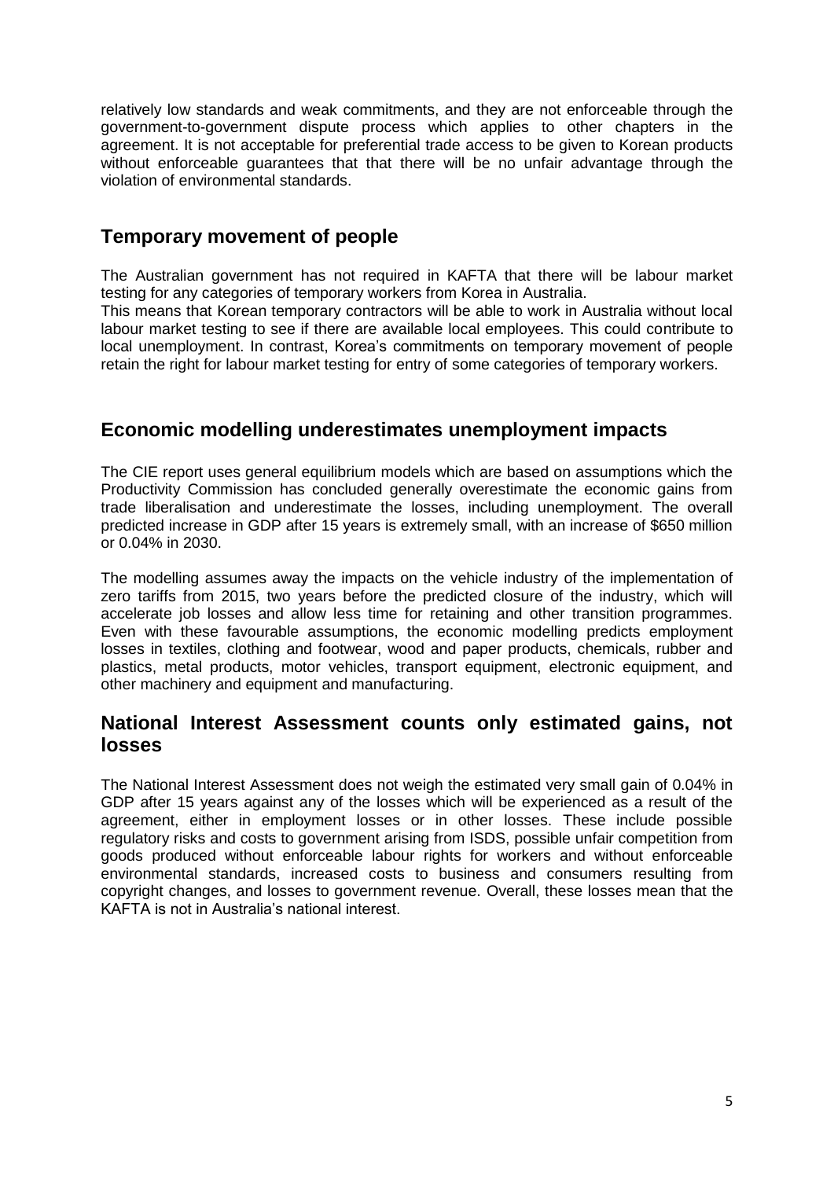relatively low standards and weak commitments, and they are not enforceable through the government-to-government dispute process which applies to other chapters in the agreement. It is not acceptable for preferential trade access to be given to Korean products without enforceable guarantees that that there will be no unfair advantage through the violation of environmental standards.

## Temporary movement of people

The Australian government has not required in KAFTA that there will be labour market testing for any categories of temporary workers from Korea in Australia.

This means that Korean temporary contractors will be able to work in Australia without local labour market testing to see if there are available local employees. This could contribute to local unemployment. In contrast, Korea's commitments on temporary movement of people retain the right for labour market testing for entry of some categories of temporary workers.

## Economic modelling underestimates unemployment impacts

The CIE report uses general equilibrium models which are based on assumptions which the Productivity Commission has concluded generally overestimate the economic gains from trade liberalisation and underestimate the losses, including unemployment. The overall predicted increase in GDP after 15 years is extremely small, with an increase of $650 million or 0.04% in 2030.

The modelling assumes away the impacts on the vehicle industry of the implementation of zero tariffs from 2015, two years before the predicted closure of the industry, which will accelerate job losses and allow less time for retaining and other transition programmes. Even with these favourable assumptions, the economic modelling predicts employment losses in textiles, clothing and footwear, wood and paper products, chemicals, rubber and plastics, metal products, motor vehicles, transport equipment, electronic equipment, and other machinery and equipment and manufacturing.

## National Interest Assessment counts only estimated gains, not losses

The National Interest Assessment does not weigh the estimated very small gain of 0.04% in GDP after 15 years against any of the losses which will be experienced as a result of the agreement, either in employment losses or in other losses. These include possible regulatory risks and costs to government arising from ISDS, possible unfair competition from goods produced without enforceable labour rights for workers and without enforceable environmental standards, increased costs to business and consumers resulting from copyright changes, and losses to government revenue. Overall, these losses mean that the KAFTA is not in Australia's national interest.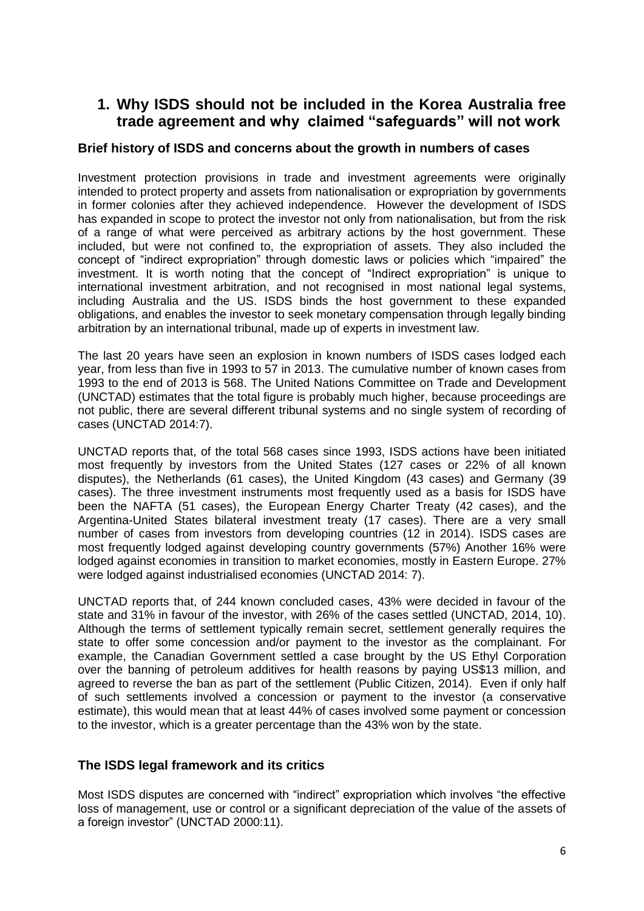# 1. Why ISDS should not be included in the Korea Australia free trade agreement and why claimed "safeguards" will not work

## Brief history of ISDS and concerns about the growth in numbers of cases

Investment protection provisions in trade and investment agreements were originally intended to protect property and assets from nationalisation or expropriation by governments in former colonies after they achieved independence. However the development of ISDS has expanded in scope to protect the investor not only from nationalisation, but from the risk of a range of what were perceived as arbitrary actions by the host government. These included, but were not confined to, the expropriation of assets. They also included the concept of "indirect expropriation" through domestic laws or policies which "impaired" the investment. It is worth noting that the concept of "Indirect expropriation" is unique to international investment arbitration, and not recognised in most national legal systems, including Australia and the US. ISDS binds the host government to these expanded obligations, and enables the investor to seek monetary compensation through legally binding arbitration by an international tribunal, made up of experts in investment law.

The last 20 years have seen an explosion in known numbers of ISDS cases lodged each year, from less than five in 1993 to 57 in 2013. The cumulative number of known cases from 1993 to the end of 2013 is 568. The United Nations Committee on Trade and Development (UNCTAD) estimates that the total figure is probably much higher, because proceedings are not public, there are several different tribunal systems and no single system of recording of cases (UNCTAD 2014:7).

UNCTAD reports that, of the total 568 cases since 1993, ISDS actions have been initiated most frequently by investors from the United States (127 cases or 22% of all known disputes), the Netherlands (61 cases), the United Kingdom (43 cases) and Germany (39 cases). The three investment instruments most frequently used as a basis for ISDS have been the NAFTA (51 cases), the European Energy Charter Treaty (42 cases), and the Argentina-United States bilateral investment treaty (17 cases). There are a very small number of cases from investors from developing countries (12 in 2014). ISDS cases are most frequently lodged against developing country governments (57%) Another 16% were lodged against economies in transition to market economies, mostly in Eastern Europe. 27% were lodged against industrialised economies (UNCTAD 2014: 7).

UNCTAD reports that, of 244 known concluded cases, 43% were decided in favour of the state and 31% in favour of the investor, with 26% of the cases settled (UNCTAD, 2014, 10). Although the terms of settlement typically remain secret, settlement generally requires the state to offer some concession and/or payment to the investor as the complainant. For example, the Canadian Government settled a case brought by the US Ethyl Corporation over the banning of petroleum additives for health reasons by paying US$13 million, and agreed to reverse the ban as part of the settlement (Public Citizen, 2014). Even if only half of such settlements involved a concession or payment to the investor (a conservative estimate), this would mean that at least 44% of cases involved some payment or concession to the investor, which is a greater percentage than the 43% won by the state.

## The ISDS legal framework and its critics

Most ISDS disputes are concerned with "indirect" expropriation which involves "the effective loss of management, use or control or a significant depreciation of the value of the assets of a foreign investor" (UNCTAD 2000:11).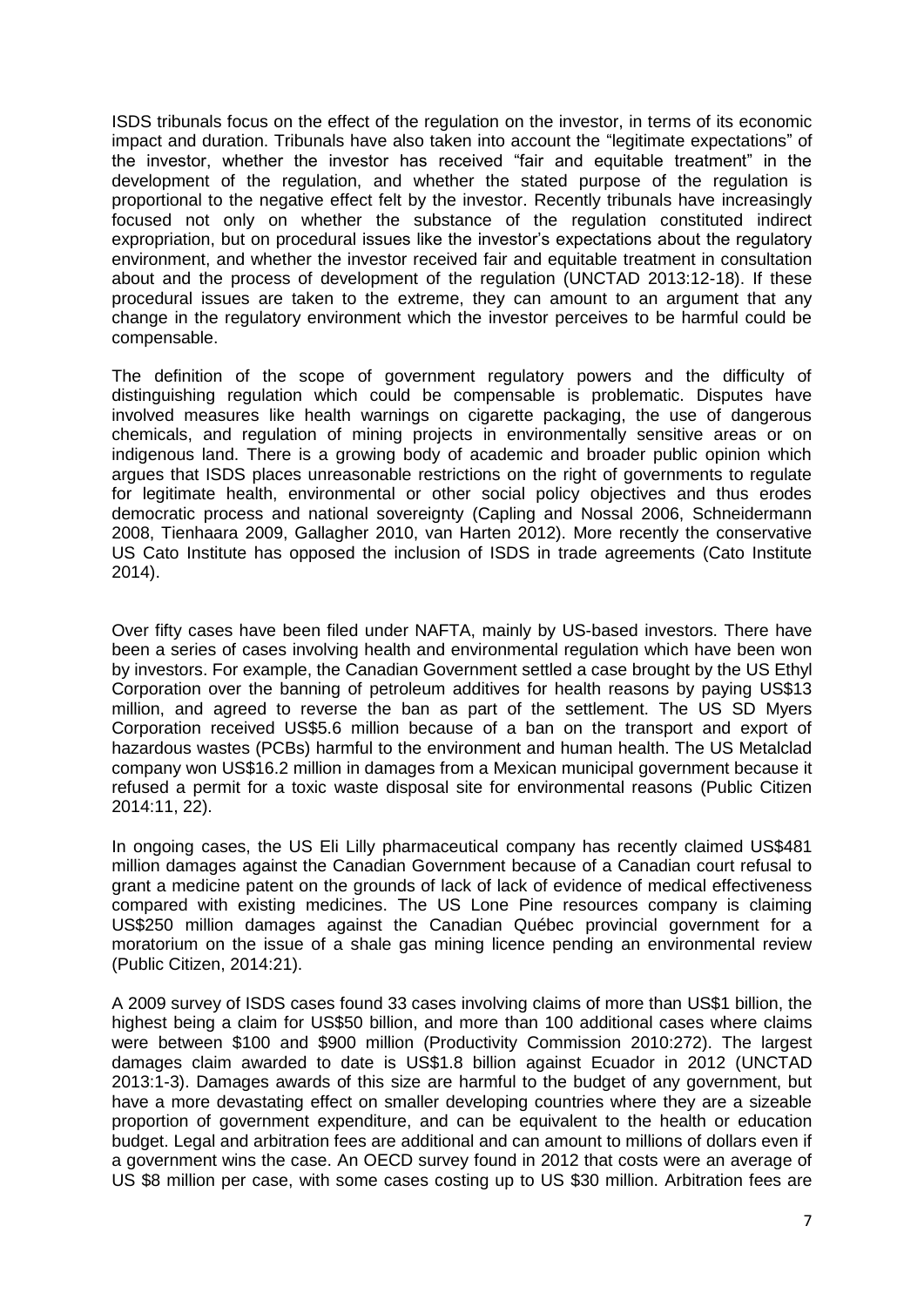ISDS tribunals focus on the effect of the regulation on the investor, in terms of its economic impact and duration. Tribunals have also taken into account the "legitimate expectations" of the investor, whether the investor has received "fair and equitable treatment" in the development of the regulation, and whether the stated purpose of the regulation is proportional to the negative effect felt by the investor. Recently tribunals have increasingly focused not only on whether the substance of the regulation constituted indirect expropriation, but on procedural issues like the investor's expectations about the regulatory environment, and whether the investor received fair and equitable treatment in consultation about and the process of development of the regulation (UNCTAD 2013:12-18). If these procedural issues are taken to the extreme, they can amount to an argument that any change in the regulatory environment which the investor perceives to be harmful could be compensable.

The definition of the scope of government regulatory powers and the difficulty of distinguishing regulation which could be compensable is problematic. Disputes have involved measures like health warnings on cigarette packaging, the use of dangerous chemicals, and regulation of mining projects in environmentally sensitive areas or on indigenous land. There is a growing body of academic and broader public opinion which argues that ISDS places unreasonable restrictions on the right of governments to regulate for legitimate health, environmental or other social policy objectives and thus erodes democratic process and national sovereignty (Capling and Nossal 2006, Schneidermann 2008, Tienhaara 2009, Gallagher 2010, van Harten 2012). More recently the conservative US Cato Institute has opposed the inclusion of ISDS in trade agreements (Cato Institute 2014).

Over fifty cases have been filed under NAFTA, mainly by US-based investors. There have been a series of cases involving health and environmental regulation which have been won by investors. For example, the Canadian Government settled a case brought by the US Ethyl Corporation over the banning of petroleum additives for health reasons by paying US$13 million, and agreed to reverse the ban as part of the settlement. The US SD Myers Corporation received US$5.6 million because of a ban on the transport and export of hazardous wastes (PCBs) harmful to the environment and human health. The US Metalclad company won US$16.2 million in damages from a Mexican municipal government because it refused a permit for a toxic waste disposal site for environmental reasons (Public Citizen 2014:11, 22).

In ongoing cases, the US Eli Lilly pharmaceutical company has recently claimed US$481 million damages against the Canadian Government because of a Canadian court refusal to grant a medicine patent on the grounds of lack of lack of evidence of medical effectiveness compared with existing medicines. The US Lone Pine resources company is claiming US$250 million damages against the Canadian Québec provincial government for a moratorium on the issue of a shale gas mining licence pending an environmental review (Public Citizen, 2014:21).

A 2009 survey of ISDS cases found 33 cases involving claims of more than US$1 billion, the highest being a claim for US$50 billion, and more than 100 additional cases where claims were between $100 and $900 million (Productivity Commission 2010:272). The largest damages claim awarded to date is US$1.8 billion against Ecuador in 2012 (UNCTAD 2013:1-3). Damages awards of this size are harmful to the budget of any government, but have a more devastating effect on smaller developing countries where they are a sizeable proportion of government expenditure, and can be equivalent to the health or education budget. Legal and arbitration fees are additional and can amount to millions of dollars even if a government wins the case. An OECD survey found in 2012 that costs were an average of US $8 million per case, with some cases costing up to US $30 million. Arbitration fees are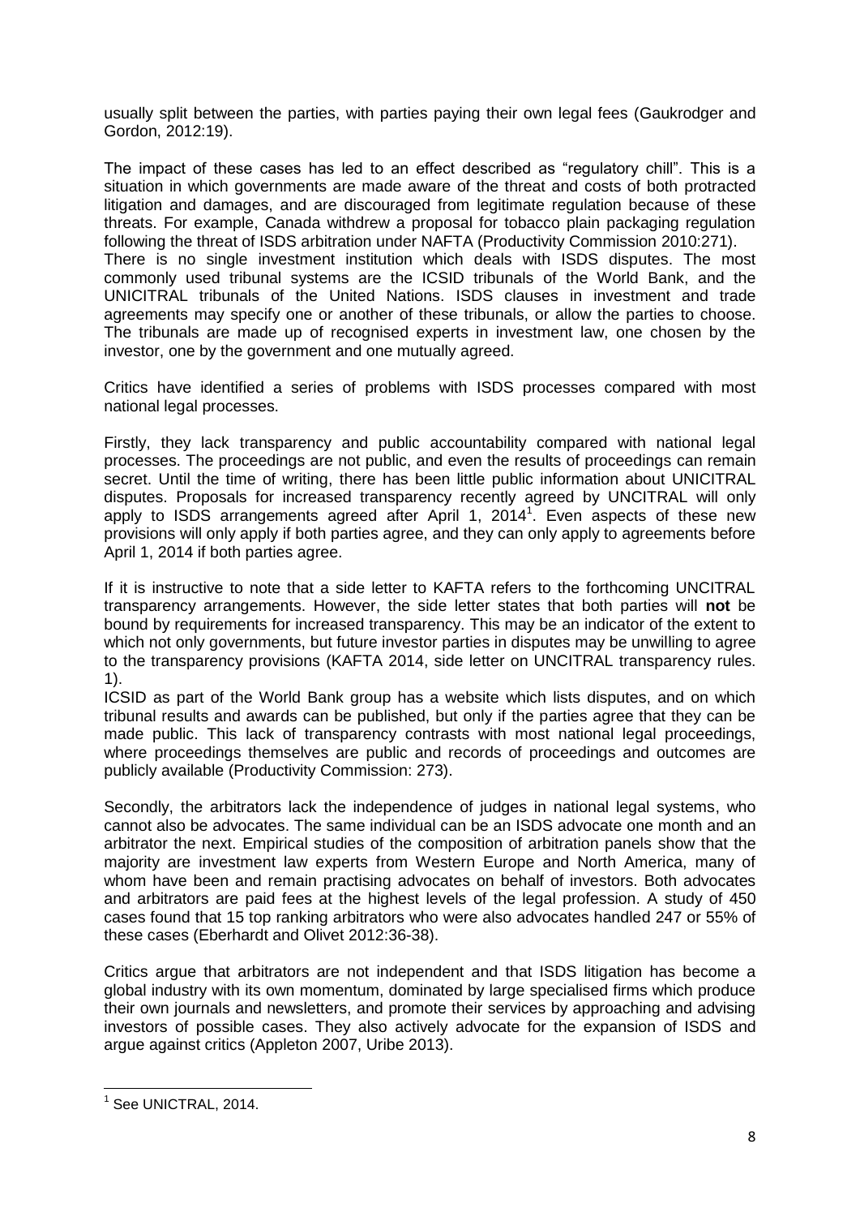usually split between the parties, with parties paying their own legal fees (Gaukrodger and Gordon, 2012:19).

The impact of these cases has led to an effect described as "regulatory chill". This is a situation in which governments are made aware of the threat and costs of both protracted litigation and damages, and are discouraged from legitimate regulation because of these threats. For example, Canada withdrew a proposal for tobacco plain packaging regulation following the threat of ISDS arbitration under NAFTA (Productivity Commission 2010:271).

There is no single investment institution which deals with ISDS disputes. The most commonly used tribunal systems are the ICSID tribunals of the World Bank, and the UNICITRAL tribunals of the United Nations. ISDS clauses in investment and trade agreements may specify one or another of these tribunals, or allow the parties to choose. The tribunals are made up of recognised experts in investment law, one chosen by the investor, one by the government and one mutually agreed.

Critics have identified a series of problems with ISDS processes compared with most national legal processes.

Firstly, they lack transparency and public accountability compared with national legal processes. The proceedings are not public, and even the results of proceedings can remain secret. Until the time of writing, there has been little public information about UNICITRAL disputes. Proposals for increased transparency recently agreed by UNCITRAL will only apply to ISDS arrangements agreed after April 1, 2014[1]. Even aspects of these new provisions will only apply if both parties agree, and they can only apply to agreements before April 1, 2014 if both parties agree.

If it is instructive to note that a side letter to KAFTA refers to the forthcoming UNCITRAL transparency arrangements. However, the side letter states that both parties will **not** be bound by requirements for increased transparency. This may be an indicator of the extent to which not only governments, but future investor parties in disputes may be unwilling to agree to the transparency provisions (KAFTA 2014, side letter on UNCITRAL transparency rules. 1).

ICSID as part of the World Bank group has a website which lists disputes, and on which tribunal results and awards can be published, but only if the parties agree that they can be made public. This lack of transparency contrasts with most national legal proceedings, where proceedings themselves are public and records of proceedings and outcomes are publicly available (Productivity Commission: 273).

Secondly, the arbitrators lack the independence of judges in national legal systems, who cannot also be advocates. The same individual can be an ISDS advocate one month and an arbitrator the next. Empirical studies of the composition of arbitration panels show that the majority are investment law experts from Western Europe and North America, many of whom have been and remain practising advocates on behalf of investors. Both advocates and arbitrators are paid fees at the highest levels of the legal profession. A study of 450 cases found that 15 top ranking arbitrators who were also advocates handled 247 or 55% of these cases (Eberhardt and Olivet 2012:36-38).

Critics argue that arbitrators are not independent and that ISDS litigation has become a global industry with its own momentum, dominated by large specialised firms which produce their own journals and newsletters, and promote their services by approaching and advising investors of possible cases. They also actively advocate for the expansion of ISDS and argue against critics (Appleton 2007, Uribe 2013).

---

[1] See UNICTRAL, 2014.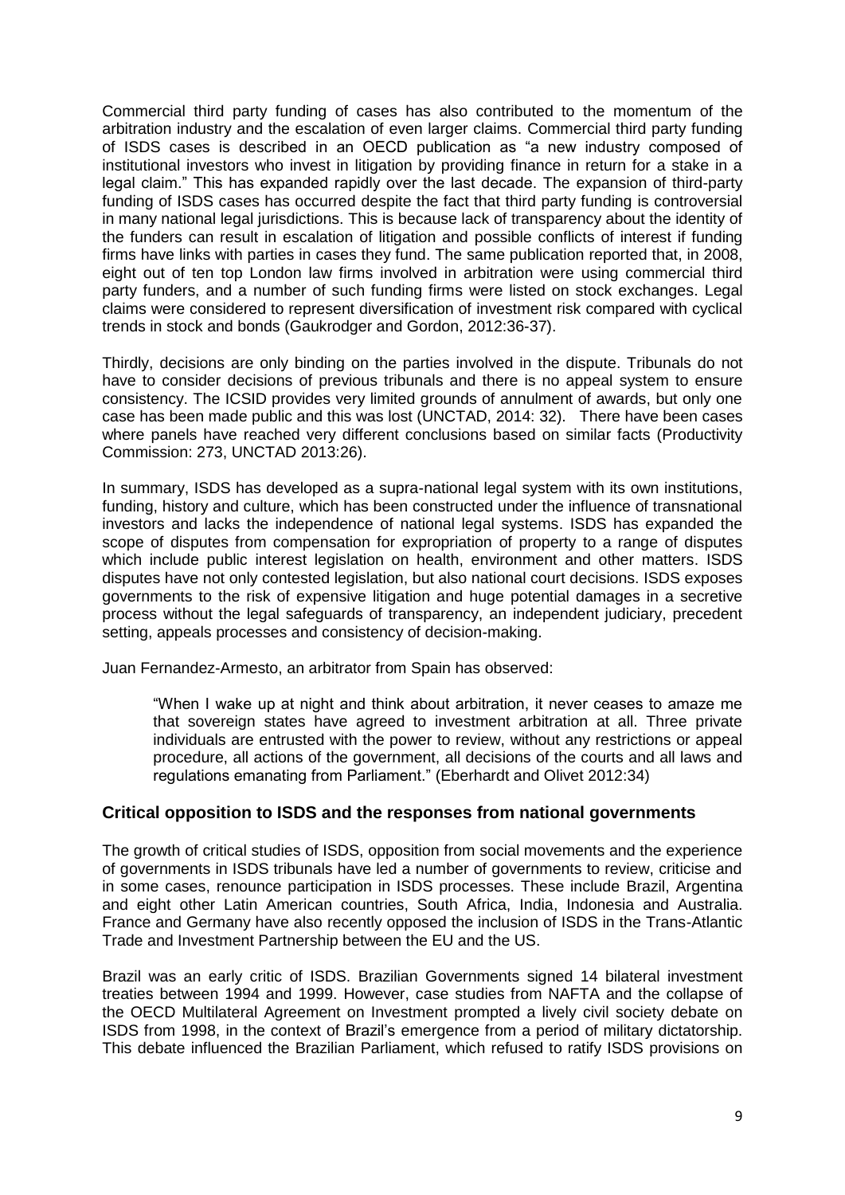Commercial third party funding of cases has also contributed to the momentum of the arbitration industry and the escalation of even larger claims. Commercial third party funding of ISDS cases is described in an OECD publication as "a new industry composed of institutional investors who invest in litigation by providing finance in return for a stake in a legal claim." This has expanded rapidly over the last decade. The expansion of third-party funding of ISDS cases has occurred despite the fact that third party funding is controversial in many national legal jurisdictions. This is because lack of transparency about the identity of the funders can result in escalation of litigation and possible conflicts of interest if funding firms have links with parties in cases they fund. The same publication reported that, in 2008, eight out of ten top London law firms involved in arbitration were using commercial third party funders, and a number of such funding firms were listed on stock exchanges. Legal claims were considered to represent diversification of investment risk compared with cyclical trends in stock and bonds (Gaukrodger and Gordon, 2012:36-37).

Thirdly, decisions are only binding on the parties involved in the dispute. Tribunals do not have to consider decisions of previous tribunals and there is no appeal system to ensure consistency. The ICSID provides very limited grounds of annulment of awards, but only one case has been made public and this was lost (UNCTAD, 2014: 32). There have been cases where panels have reached very different conclusions based on similar facts (Productivity Commission: 273, UNCTAD 2013:26).

In summary, ISDS has developed as a supra-national legal system with its own institutions, funding, history and culture, which has been constructed under the influence of transnational investors and lacks the independence of national legal systems. ISDS has expanded the scope of disputes from compensation for expropriation of property to a range of disputes which include public interest legislation on health, environment and other matters. ISDS disputes have not only contested legislation, but also national court decisions. ISDS exposes governments to the risk of expensive litigation and huge potential damages in a secretive process without the legal safeguards of transparency, an independent judiciary, precedent setting, appeals processes and consistency of decision-making.

Juan Fernandez-Armesto, an arbitrator from Spain has observed:

> "When I wake up at night and think about arbitration, it never ceases to amaze me that sovereign states have agreed to investment arbitration at all. Three private individuals are entrusted with the power to review, without any restrictions or appeal procedure, all actions of the government, all decisions of the courts and all laws and regulations emanating from Parliament." (Eberhardt and Olivet 2012:34)

## Critical opposition to ISDS and the responses from national governments

The growth of critical studies of ISDS, opposition from social movements and the experience of governments in ISDS tribunals have led a number of governments to review, criticise and in some cases, renounce participation in ISDS processes. These include Brazil, Argentina and eight other Latin American countries, South Africa, India, Indonesia and Australia. France and Germany have also recently opposed the inclusion of ISDS in the Trans-Atlantic Trade and Investment Partnership between the EU and the US.

Brazil was an early critic of ISDS. Brazilian Governments signed 14 bilateral investment treaties between 1994 and 1999. However, case studies from NAFTA and the collapse of the OECD Multilateral Agreement on Investment prompted a lively civil society debate on ISDS from 1998, in the context of Brazil's emergence from a period of military dictatorship. This debate influenced the Brazilian Parliament, which refused to ratify ISDS provisions on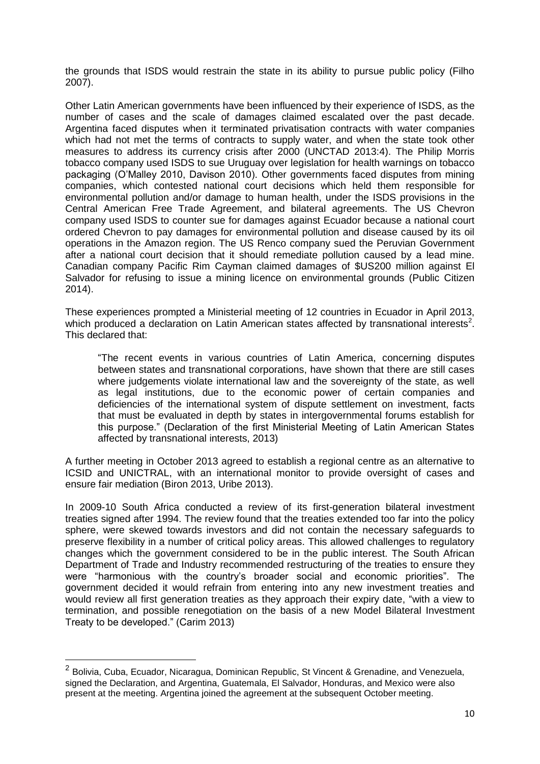the grounds that ISDS would restrain the state in its ability to pursue public policy (Filho 2007).

Other Latin American governments have been influenced by their experience of ISDS, as the number of cases and the scale of damages claimed escalated over the past decade. Argentina faced disputes when it terminated privatisation contracts with water companies which had not met the terms of contracts to supply water, and when the state took other measures to address its currency crisis after 2000 (UNCTAD 2013:4). The Philip Morris tobacco company used ISDS to sue Uruguay over legislation for health warnings on tobacco packaging (O'Malley 2010, Davison 2010). Other governments faced disputes from mining companies, which contested national court decisions which held them responsible for environmental pollution and/or damage to human health, under the ISDS provisions in the Central American Free Trade Agreement, and bilateral agreements. The US Chevron company used ISDS to counter sue for damages against Ecuador because a national court ordered Chevron to pay damages for environmental pollution and disease caused by its oil operations in the Amazon region. The US Renco company sued the Peruvian Government after a national court decision that it should remediate pollution caused by a lead mine. Canadian company Pacific Rim Cayman claimed damages of $US200 million against El Salvador for refusing to issue a mining licence on environmental grounds (Public Citizen 2014).

These experiences prompted a Ministerial meeting of 12 countries in Ecuador in April 2013, which produced a declaration on Latin American states affected by transnational interests[2]. This declared that:

> "The recent events in various countries of Latin America, concerning disputes between states and transnational corporations, have shown that there are still cases where judgements violate international law and the sovereignty of the state, as well as legal institutions, due to the economic power of certain companies and deficiencies of the international system of dispute settlement on investment, facts that must be evaluated in depth by states in intergovernmental forums establish for this purpose." (Declaration of the first Ministerial Meeting of Latin American States affected by transnational interests, 2013)

A further meeting in October 2013 agreed to establish a regional centre as an alternative to ICSID and UNICTRAL, with an international monitor to provide oversight of cases and ensure fair mediation (Biron 2013, Uribe 2013).

In 2009-10 South Africa conducted a review of its first-generation bilateral investment treaties signed after 1994. The review found that the treaties extended too far into the policy sphere, were skewed towards investors and did not contain the necessary safeguards to preserve flexibility in a number of critical policy areas. This allowed challenges to regulatory changes which the government considered to be in the public interest. The South African Department of Trade and Industry recommended restructuring of the treaties to ensure they were "harmonious with the country's broader social and economic priorities". The government decided it would refrain from entering into any new investment treaties and would review all first generation treaties as they approach their expiry date, "with a view to termination, and possible renegotiation on the basis of a new Model Bilateral Investment Treaty to be developed." (Carim 2013)

---

[2] Bolivia, Cuba, Ecuador, Nicaragua, Dominican Republic, St Vincent & Grenadine, and Venezuela, signed the Declaration, and Argentina, Guatemala, El Salvador, Honduras, and Mexico were also present at the meeting. Argentina joined the agreement at the subsequent October meeting.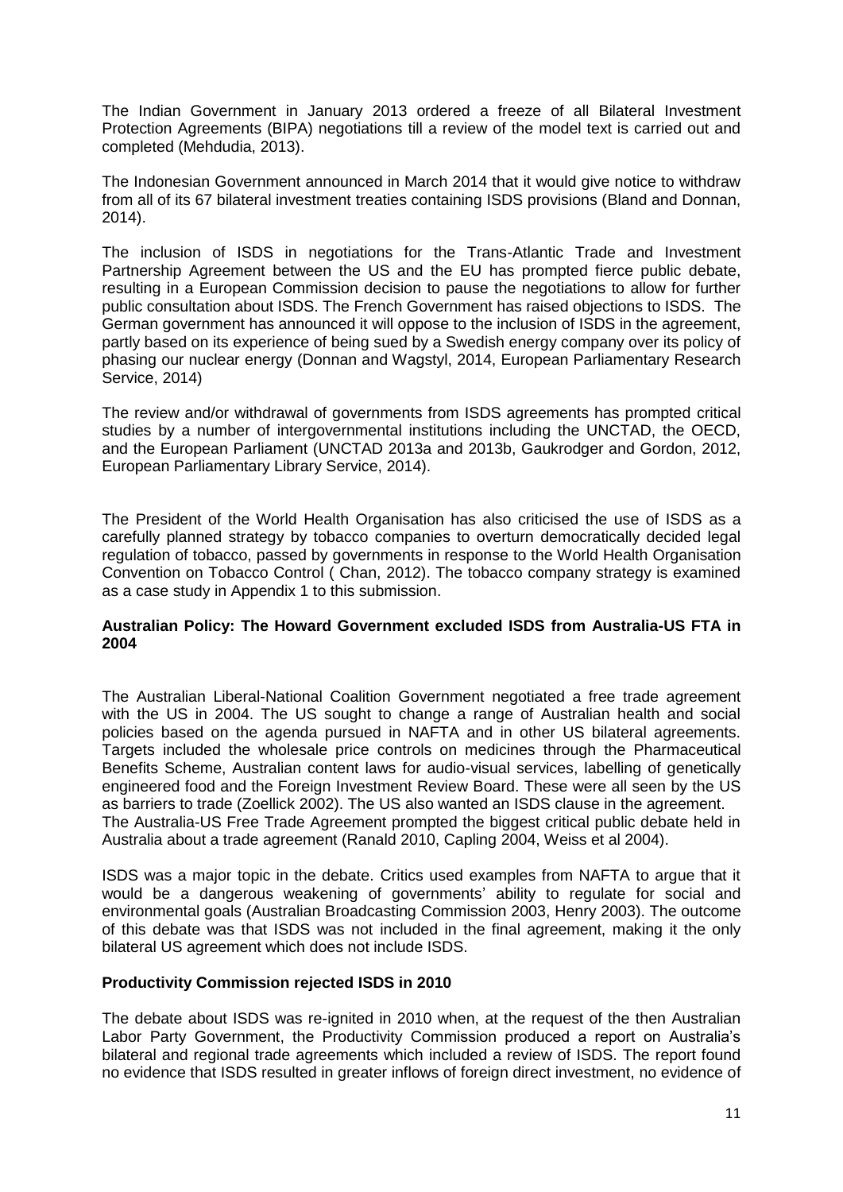The Indian Government in January 2013 ordered a freeze of all Bilateral Investment Protection Agreements (BIPA) negotiations till a review of the model text is carried out and completed (Mehdudia, 2013).

The Indonesian Government announced in March 2014 that it would give notice to withdraw from all of its 67 bilateral investment treaties containing ISDS provisions (Bland and Donnan, 2014).

The inclusion of ISDS in negotiations for the Trans-Atlantic Trade and Investment Partnership Agreement between the US and the EU has prompted fierce public debate, resulting in a European Commission decision to pause the negotiations to allow for further public consultation about ISDS. The French Government has raised objections to ISDS. The German government has announced it will oppose to the inclusion of ISDS in the agreement, partly based on its experience of being sued by a Swedish energy company over its policy of phasing our nuclear energy (Donnan and Wagstyl, 2014, European Parliamentary Research Service, 2014)

The review and/or withdrawal of governments from ISDS agreements has prompted critical studies by a number of intergovernmental institutions including the UNCTAD, the OECD, and the European Parliament (UNCTAD 2013a and 2013b, Gaukrodger and Gordon, 2012, European Parliamentary Library Service, 2014).

The President of the World Health Organisation has also criticised the use of ISDS as a carefully planned strategy by tobacco companies to overturn democratically decided legal regulation of tobacco, passed by governments in response to the World Health Organisation Convention on Tobacco Control ( Chan, 2012). The tobacco company strategy is examined as a case study in Appendix 1 to this submission.

**Australian Policy: The Howard Government excluded ISDS from Australia-US FTA in 2004**

The Australian Liberal-National Coalition Government negotiated a free trade agreement with the US in 2004. The US sought to change a range of Australian health and social policies based on the agenda pursued in NAFTA and in other US bilateral agreements. Targets included the wholesale price controls on medicines through the Pharmaceutical Benefits Scheme, Australian content laws for audio-visual services, labelling of genetically engineered food and the Foreign Investment Review Board. These were all seen by the US as barriers to trade (Zoellick 2002). The US also wanted an ISDS clause in the agreement. The Australia-US Free Trade Agreement prompted the biggest critical public debate held in Australia about a trade agreement (Ranald 2010, Capling 2004, Weiss et al 2004).

ISDS was a major topic in the debate. Critics used examples from NAFTA to argue that it would be a dangerous weakening of governments' ability to regulate for social and environmental goals (Australian Broadcasting Commission 2003, Henry 2003). The outcome of this debate was that ISDS was not included in the final agreement, making it the only bilateral US agreement which does not include ISDS.

**Productivity Commission rejected ISDS in 2010**

The debate about ISDS was re-ignited in 2010 when, at the request of the then Australian Labor Party Government, the Productivity Commission produced a report on Australia's bilateral and regional trade agreements which included a review of ISDS. The report found no evidence that ISDS resulted in greater inflows of foreign direct investment, no evidence of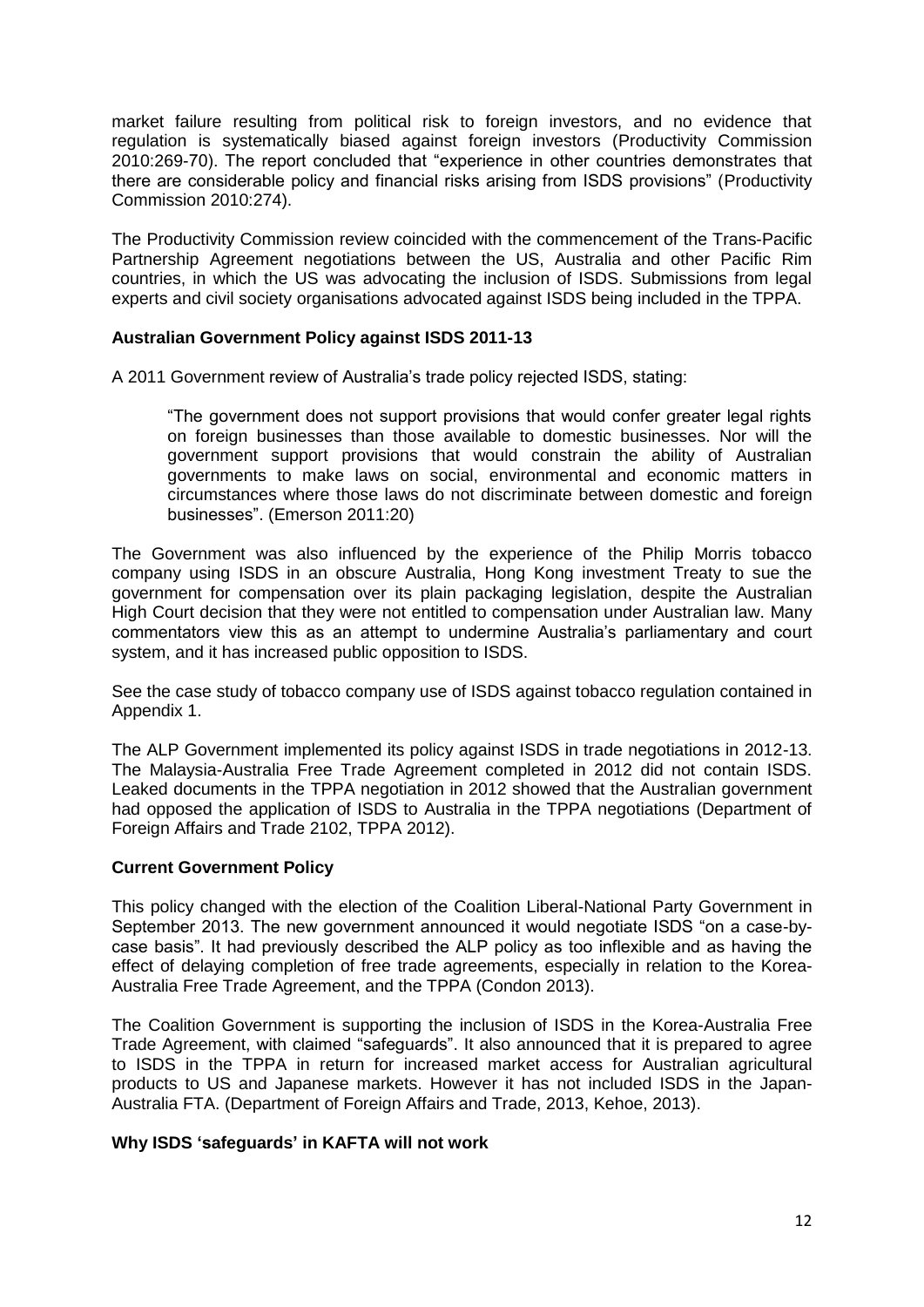market failure resulting from political risk to foreign investors, and no evidence that regulation is systematically biased against foreign investors (Productivity Commission 2010:269-70). The report concluded that "experience in other countries demonstrates that there are considerable policy and financial risks arising from ISDS provisions" (Productivity Commission 2010:274).

The Productivity Commission review coincided with the commencement of the Trans-Pacific Partnership Agreement negotiations between the US, Australia and other Pacific Rim countries, in which the US was advocating the inclusion of ISDS. Submissions from legal experts and civil society organisations advocated against ISDS being included in the TPPA.

**Australian Government Policy against ISDS 2011-13**

A 2011 Government review of Australia's trade policy rejected ISDS, stating:

> "The government does not support provisions that would confer greater legal rights on foreign businesses than those available to domestic businesses. Nor will the government support provisions that would constrain the ability of Australian governments to make laws on social, environmental and economic matters in circumstances where those laws do not discriminate between domestic and foreign businesses". (Emerson 2011:20)

The Government was also influenced by the experience of the Philip Morris tobacco company using ISDS in an obscure Australia, Hong Kong investment Treaty to sue the government for compensation over its plain packaging legislation, despite the Australian High Court decision that they were not entitled to compensation under Australian law. Many commentators view this as an attempt to undermine Australia's parliamentary and court system, and it has increased public opposition to ISDS.

See the case study of tobacco company use of ISDS against tobacco regulation contained in Appendix 1.

The ALP Government implemented its policy against ISDS in trade negotiations in 2012-13. The Malaysia-Australia Free Trade Agreement completed in 2012 did not contain ISDS. Leaked documents in the TPPA negotiation in 2012 showed that the Australian government had opposed the application of ISDS to Australia in the TPPA negotiations (Department of Foreign Affairs and Trade 2102, TPPA 2012).

**Current Government Policy**

This policy changed with the election of the Coalition Liberal-National Party Government in September 2013. The new government announced it would negotiate ISDS "on a case-by-case basis". It had previously described the ALP policy as too inflexible and as having the effect of delaying completion of free trade agreements, especially in relation to the Korea-Australia Free Trade Agreement, and the TPPA (Condon 2013).

The Coalition Government is supporting the inclusion of ISDS in the Korea-Australia Free Trade Agreement, with claimed "safeguards". It also announced that it is prepared to agree to ISDS in the TPPA in return for increased market access for Australian agricultural products to US and Japanese markets. However it has not included ISDS in the Japan-Australia FTA. (Department of Foreign Affairs and Trade, 2013, Kehoe, 2013).

**Why ISDS 'safeguards' in KAFTA will not work**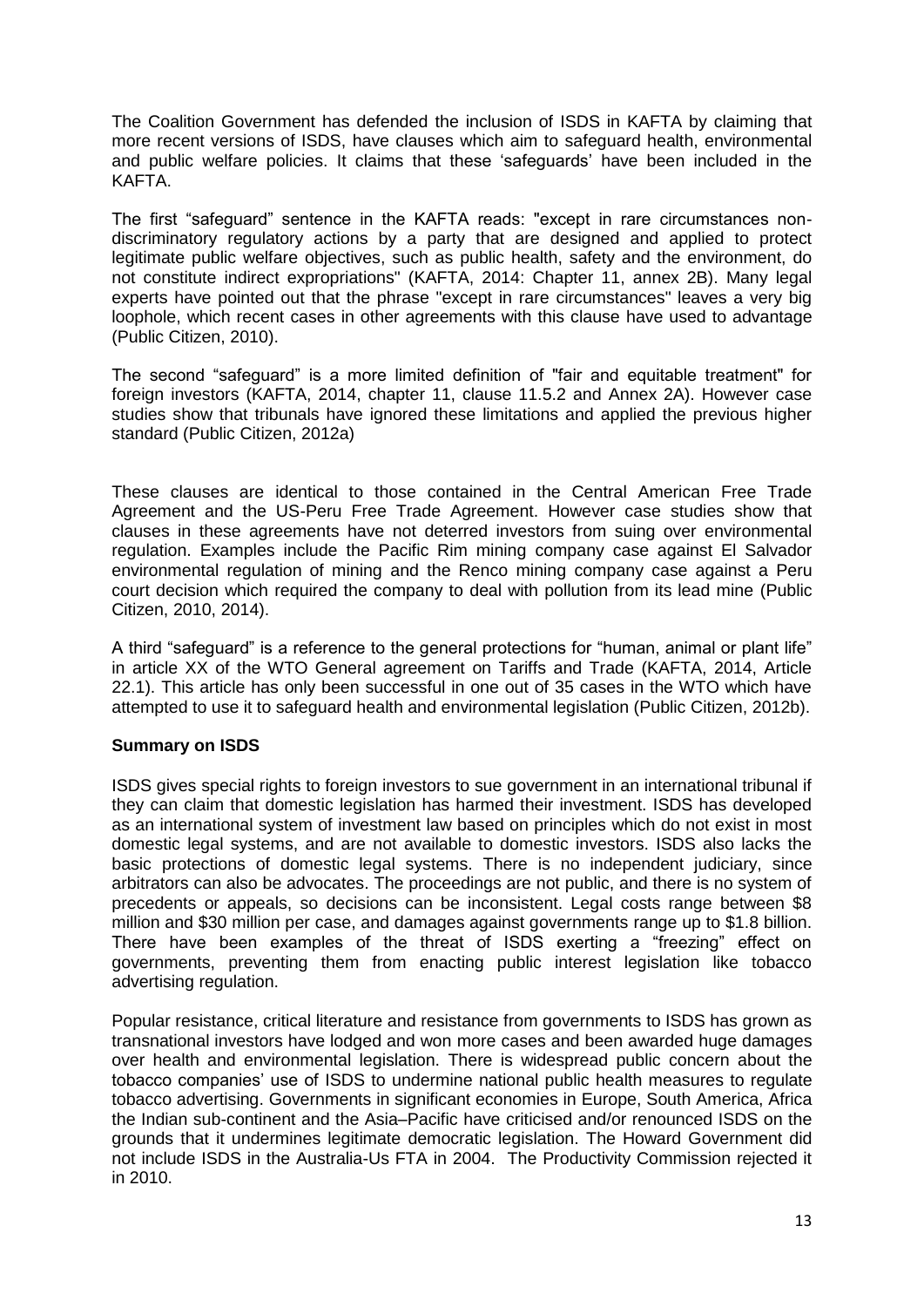The Coalition Government has defended the inclusion of ISDS in KAFTA by claiming that more recent versions of ISDS, have clauses which aim to safeguard health, environmental and public welfare policies. It claims that these 'safeguards' have been included in the KAFTA.

The first "safeguard" sentence in the KAFTA reads: "except in rare circumstances non-discriminatory regulatory actions by a party that are designed and applied to protect legitimate public welfare objectives, such as public health, safety and the environment, do not constitute indirect expropriations" (KAFTA, 2014: Chapter 11, annex 2B). Many legal experts have pointed out that the phrase "except in rare circumstances" leaves a very big loophole, which recent cases in other agreements with this clause have used to advantage (Public Citizen, 2010).

The second "safeguard" is a more limited definition of "fair and equitable treatment" for foreign investors (KAFTA, 2014, chapter 11, clause 11.5.2 and Annex 2A). However case studies show that tribunals have ignored these limitations and applied the previous higher standard (Public Citizen, 2012a)

These clauses are identical to those contained in the Central American Free Trade Agreement and the US-Peru Free Trade Agreement. However case studies show that clauses in these agreements have not deterred investors from suing over environmental regulation. Examples include the Pacific Rim mining company case against El Salvador environmental regulation of mining and the Renco mining company case against a Peru court decision which required the company to deal with pollution from its lead mine (Public Citizen, 2010, 2014).

A third "safeguard" is a reference to the general protections for "human, animal or plant life" in article XX of the WTO General agreement on Tariffs and Trade (KAFTA, 2014, Article 22.1). This article has only been successful in one out of 35 cases in the WTO which have attempted to use it to safeguard health and environmental legislation (Public Citizen, 2012b).

**Summary on ISDS**

ISDS gives special rights to foreign investors to sue government in an international tribunal if they can claim that domestic legislation has harmed their investment. ISDS has developed as an international system of investment law based on principles which do not exist in most domestic legal systems, and are not available to domestic investors. ISDS also lacks the basic protections of domestic legal systems. There is no independent judiciary, since arbitrators can also be advocates. The proceedings are not public, and there is no system of precedents or appeals, so decisions can be inconsistent. Legal costs range between $8 million and $30 million per case, and damages against governments range up to $1.8 billion. There have been examples of the threat of ISDS exerting a "freezing" effect on governments, preventing them from enacting public interest legislation like tobacco advertising regulation.

Popular resistance, critical literature and resistance from governments to ISDS has grown as transnational investors have lodged and won more cases and been awarded huge damages over health and environmental legislation. There is widespread public concern about the tobacco companies' use of ISDS to undermine national public health measures to regulate tobacco advertising. Governments in significant economies in Europe, South America, Africa the Indian sub-continent and the Asia–Pacific have criticised and/or renounced ISDS on the grounds that it undermines legitimate democratic legislation. The Howard Government did not include ISDS in the Australia-Us FTA in 2004. The Productivity Commission rejected it in 2010.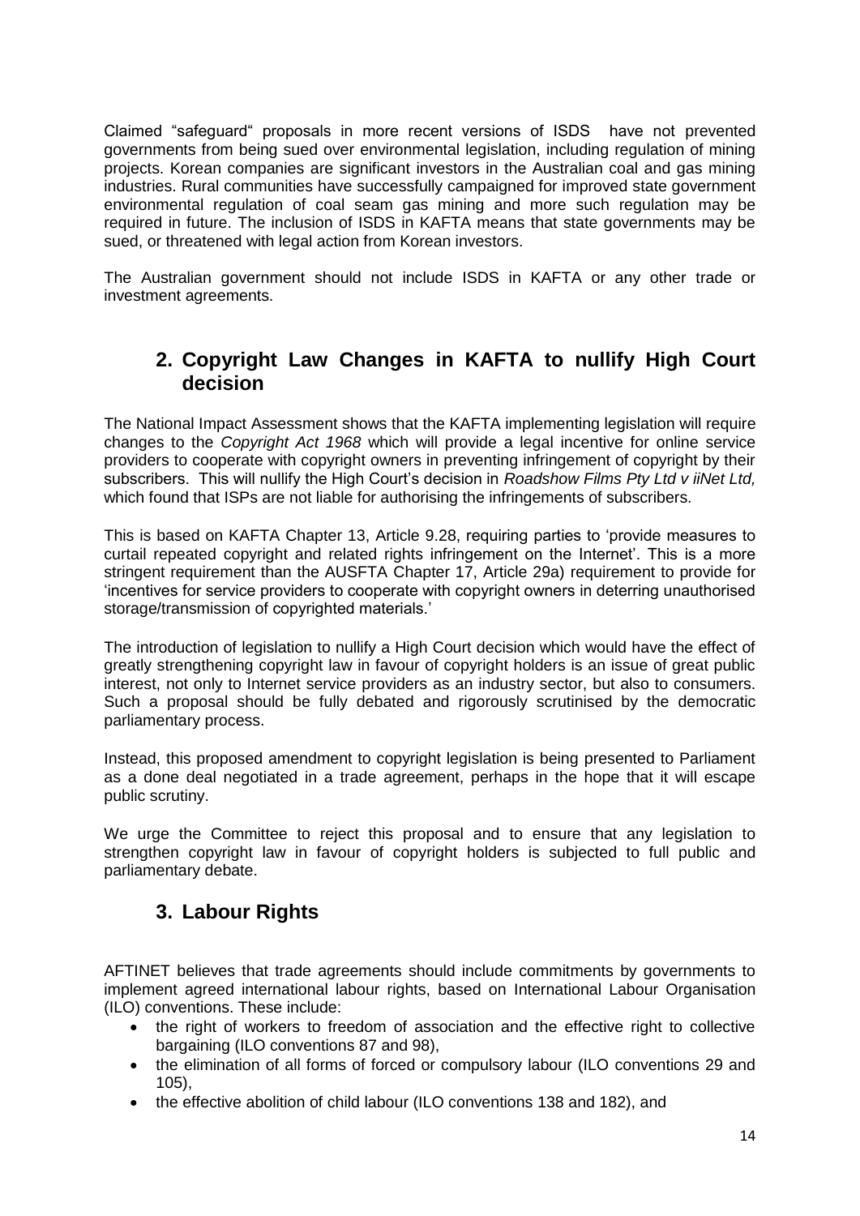Claimed "safeguard" proposals in more recent versions of ISDS have not prevented governments from being sued over environmental legislation, including regulation of mining projects. Korean companies are significant investors in the Australian coal and gas mining industries. Rural communities have successfully campaigned for improved state government environmental regulation of coal seam gas mining and more such regulation may be required in future. The inclusion of ISDS in KAFTA means that state governments may be sued, or threatened with legal action from Korean investors.

The Australian government should not include ISDS in KAFTA or any other trade or investment agreements.

## 2. Copyright Law Changes in KAFTA to nullify High Court decision

The National Impact Assessment shows that the KAFTA implementing legislation will require changes to the *Copyright Act 1968* which will provide a legal incentive for online service providers to cooperate with copyright owners in preventing infringement of copyright by their subscribers. This will nullify the High Court's decision in *Roadshow Films Pty Ltd v iiNet Ltd,* which found that ISPs are not liable for authorising the infringements of subscribers.

This is based on KAFTA Chapter 13, Article 9.28, requiring parties to 'provide measures to curtail repeated copyright and related rights infringement on the Internet'. This is a more stringent requirement than the AUSFTA Chapter 17, Article 29a) requirement to provide for 'incentives for service providers to cooperate with copyright owners in deterring unauthorised storage/transmission of copyrighted materials.'

The introduction of legislation to nullify a High Court decision which would have the effect of greatly strengthening copyright law in favour of copyright holders is an issue of great public interest, not only to Internet service providers as an industry sector, but also to consumers. Such a proposal should be fully debated and rigorously scrutinised by the democratic parliamentary process.

Instead, this proposed amendment to copyright legislation is being presented to Parliament as a done deal negotiated in a trade agreement, perhaps in the hope that it will escape public scrutiny.

We urge the Committee to reject this proposal and to ensure that any legislation to strengthen copyright law in favour of copyright holders is subjected to full public and parliamentary debate.

## 3. Labour Rights

AFTINET believes that trade agreements should include commitments by governments to implement agreed international labour rights, based on International Labour Organisation (ILO) conventions. These include:

- the right of workers to freedom of association and the effective right to collective bargaining (ILO conventions 87 and 98),
- the elimination of all forms of forced or compulsory labour (ILO conventions 29 and 105),
- the effective abolition of child labour (ILO conventions 138 and 182), and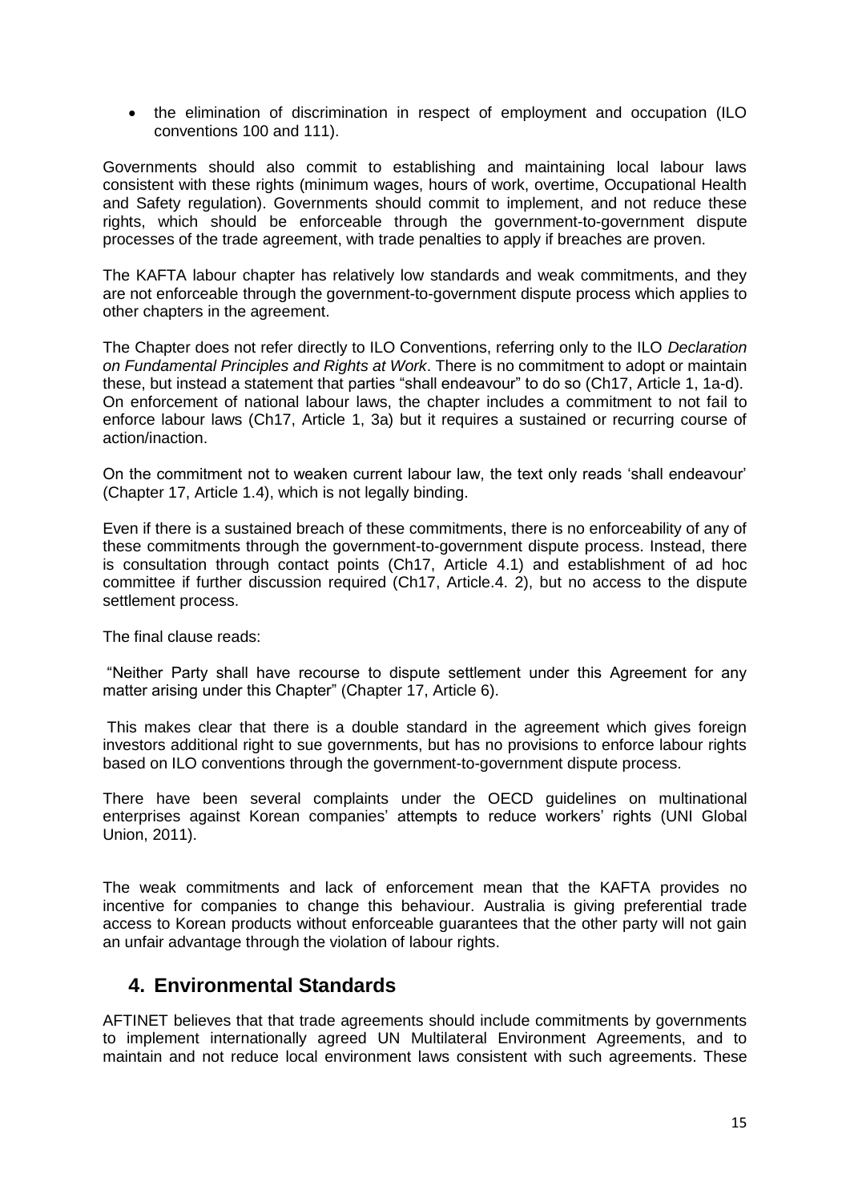- the elimination of discrimination in respect of employment and occupation (ILO conventions 100 and 111).

Governments should also commit to establishing and maintaining local labour laws consistent with these rights (minimum wages, hours of work, overtime, Occupational Health and Safety regulation). Governments should commit to implement, and not reduce these rights, which should be enforceable through the government-to-government dispute processes of the trade agreement, with trade penalties to apply if breaches are proven.

The KAFTA labour chapter has relatively low standards and weak commitments, and they are not enforceable through the government-to-government dispute process which applies to other chapters in the agreement.

The Chapter does not refer directly to ILO Conventions, referring only to the ILO *Declaration on Fundamental Principles and Rights at Work*. There is no commitment to adopt or maintain these, but instead a statement that parties "shall endeavour" to do so (Ch17, Article 1, 1a-d). On enforcement of national labour laws, the chapter includes a commitment to not fail to enforce labour laws (Ch17, Article 1, 3a) but it requires a sustained or recurring course of action/inaction.

On the commitment not to weaken current labour law, the text only reads 'shall endeavour' (Chapter 17, Article 1.4), which is not legally binding.

Even if there is a sustained breach of these commitments, there is no enforceability of any of these commitments through the government-to-government dispute process. Instead, there is consultation through contact points (Ch17, Article 4.1) and establishment of ad hoc committee if further discussion required (Ch17, Article.4. 2), but no access to the dispute settlement process.

The final clause reads:

"Neither Party shall have recourse to dispute settlement under this Agreement for any matter arising under this Chapter" (Chapter 17, Article 6).

This makes clear that there is a double standard in the agreement which gives foreign investors additional right to sue governments, but has no provisions to enforce labour rights based on ILO conventions through the government-to-government dispute process.

There have been several complaints under the OECD guidelines on multinational enterprises against Korean companies' attempts to reduce workers' rights (UNI Global Union, 2011).

The weak commitments and lack of enforcement mean that the KAFTA provides no incentive for companies to change this behaviour. Australia is giving preferential trade access to Korean products without enforceable guarantees that the other party will not gain an unfair advantage through the violation of labour rights.

## 4. Environmental Standards

AFTINET believes that that trade agreements should include commitments by governments to implement internationally agreed UN Multilateral Environment Agreements, and to maintain and not reduce local environment laws consistent with such agreements. These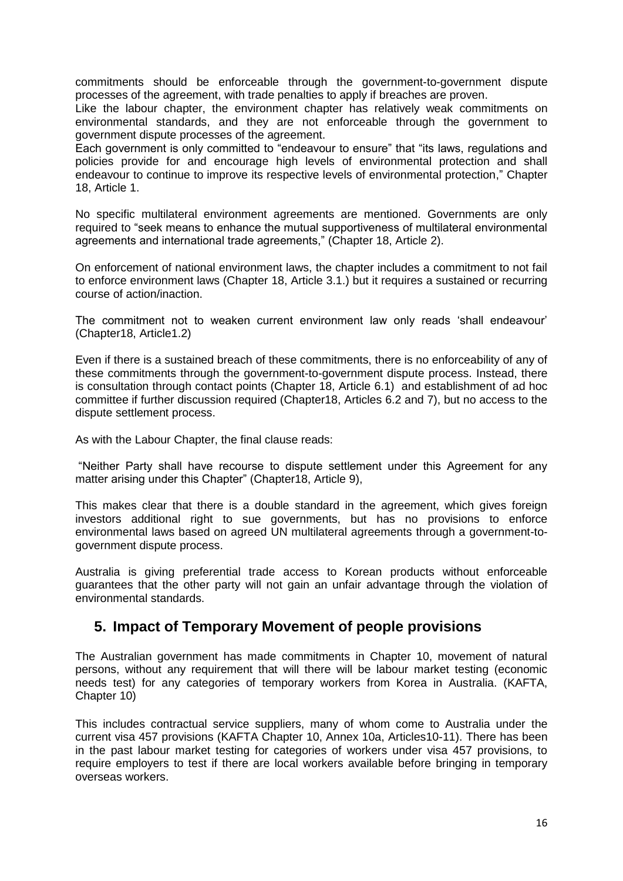commitments should be enforceable through the government-to-government dispute processes of the agreement, with trade penalties to apply if breaches are proven.

Like the labour chapter, the environment chapter has relatively weak commitments on environmental standards, and they are not enforceable through the government to government dispute processes of the agreement.

Each government is only committed to "endeavour to ensure" that "its laws, regulations and policies provide for and encourage high levels of environmental protection and shall endeavour to continue to improve its respective levels of environmental protection," Chapter 18, Article 1.

No specific multilateral environment agreements are mentioned. Governments are only required to "seek means to enhance the mutual supportiveness of multilateral environmental agreements and international trade agreements," (Chapter 18, Article 2).

On enforcement of national environment laws, the chapter includes a commitment to not fail to enforce environment laws (Chapter 18, Article 3.1.) but it requires a sustained or recurring course of action/inaction.

The commitment not to weaken current environment law only reads 'shall endeavour' (Chapter18, Article1.2)

Even if there is a sustained breach of these commitments, there is no enforceability of any of these commitments through the government-to-government dispute process. Instead, there is consultation through contact points (Chapter 18, Article 6.1) and establishment of ad hoc committee if further discussion required (Chapter18, Articles 6.2 and 7), but no access to the dispute settlement process.

As with the Labour Chapter, the final clause reads:

"Neither Party shall have recourse to dispute settlement under this Agreement for any matter arising under this Chapter" (Chapter18, Article 9),

This makes clear that there is a double standard in the agreement, which gives foreign investors additional right to sue governments, but has no provisions to enforce environmental laws based on agreed UN multilateral agreements through a government-to-government dispute process.

Australia is giving preferential trade access to Korean products without enforceable guarantees that the other party will not gain an unfair advantage through the violation of environmental standards.

## 5. Impact of Temporary Movement of people provisions

The Australian government has made commitments in Chapter 10, movement of natural persons, without any requirement that will there will be labour market testing (economic needs test) for any categories of temporary workers from Korea in Australia. (KAFTA, Chapter 10)

This includes contractual service suppliers, many of whom come to Australia under the current visa 457 provisions (KAFTA Chapter 10, Annex 10a, Articles10-11). There has been in the past labour market testing for categories of workers under visa 457 provisions, to require employers to test if there are local workers available before bringing in temporary overseas workers.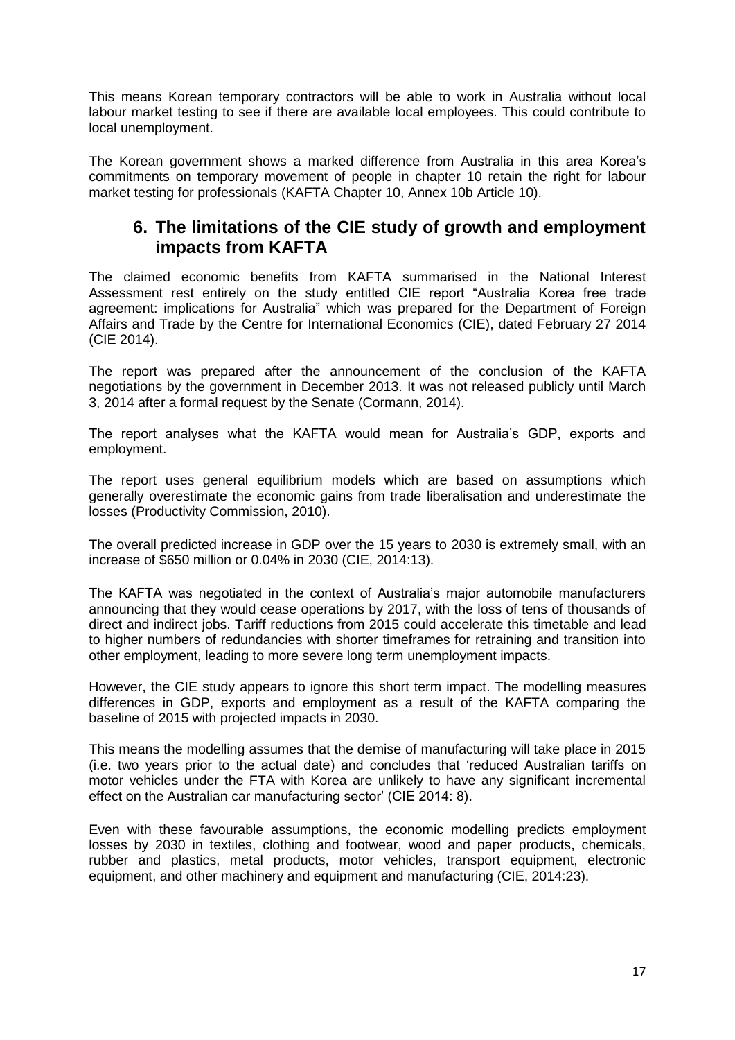This means Korean temporary contractors will be able to work in Australia without local labour market testing to see if there are available local employees. This could contribute to local unemployment.

The Korean government shows a marked difference from Australia in this area Korea's commitments on temporary movement of people in chapter 10 retain the right for labour market testing for professionals (KAFTA Chapter 10, Annex 10b Article 10).

## 6. The limitations of the CIE study of growth and employment impacts from KAFTA

The claimed economic benefits from KAFTA summarised in the National Interest Assessment rest entirely on the study entitled CIE report "Australia Korea free trade agreement: implications for Australia" which was prepared for the Department of Foreign Affairs and Trade by the Centre for International Economics (CIE), dated February 27 2014 (CIE 2014).

The report was prepared after the announcement of the conclusion of the KAFTA negotiations by the government in December 2013. It was not released publicly until March 3, 2014 after a formal request by the Senate (Cormann, 2014).

The report analyses what the KAFTA would mean for Australia's GDP, exports and employment.

The report uses general equilibrium models which are based on assumptions which generally overestimate the economic gains from trade liberalisation and underestimate the losses (Productivity Commission, 2010).

The overall predicted increase in GDP over the 15 years to 2030 is extremely small, with an increase of $650 million or 0.04% in 2030 (CIE, 2014:13).

The KAFTA was negotiated in the context of Australia's major automobile manufacturers announcing that they would cease operations by 2017, with the loss of tens of thousands of direct and indirect jobs. Tariff reductions from 2015 could accelerate this timetable and lead to higher numbers of redundancies with shorter timeframes for retraining and transition into other employment, leading to more severe long term unemployment impacts.

However, the CIE study appears to ignore this short term impact. The modelling measures differences in GDP, exports and employment as a result of the KAFTA comparing the baseline of 2015 with projected impacts in 2030.

This means the modelling assumes that the demise of manufacturing will take place in 2015 (i.e. two years prior to the actual date) and concludes that 'reduced Australian tariffs on motor vehicles under the FTA with Korea are unlikely to have any significant incremental effect on the Australian car manufacturing sector' (CIE 2014: 8).

Even with these favourable assumptions, the economic modelling predicts employment losses by 2030 in textiles, clothing and footwear, wood and paper products, chemicals, rubber and plastics, metal products, motor vehicles, transport equipment, electronic equipment, and other machinery and equipment and manufacturing (CIE, 2014:23).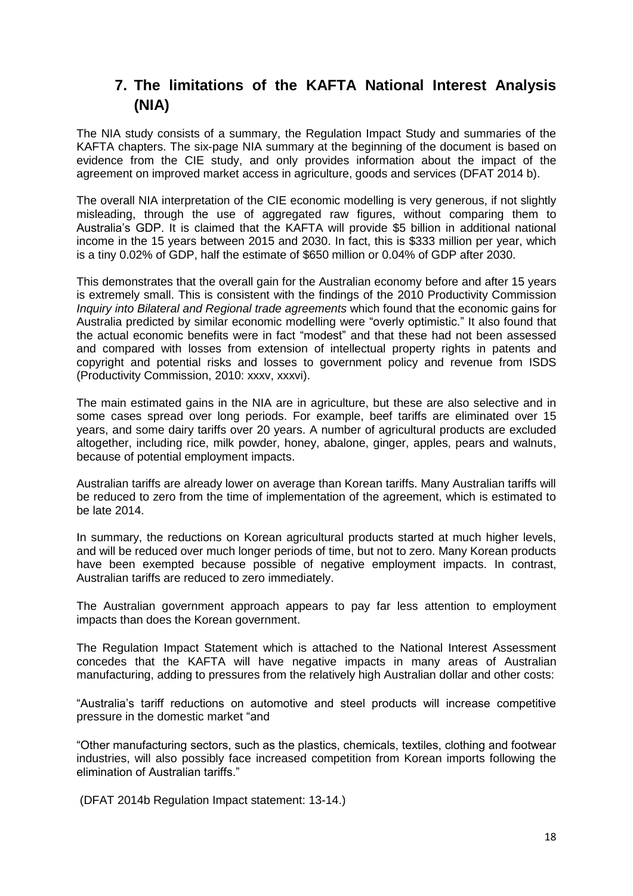## 7. The limitations of the KAFTA National Interest Analysis (NIA)

The NIA study consists of a summary, the Regulation Impact Study and summaries of the KAFTA chapters. The six-page NIA summary at the beginning of the document is based on evidence from the CIE study, and only provides information about the impact of the agreement on improved market access in agriculture, goods and services (DFAT 2014 b).

The overall NIA interpretation of the CIE economic modelling is very generous, if not slightly misleading, through the use of aggregated raw figures, without comparing them to Australia's GDP. It is claimed that the KAFTA will provide $5 billion in additional national income in the 15 years between 2015 and 2030. In fact, this is $333 million per year, which is a tiny 0.02% of GDP, half the estimate of $650 million or 0.04% of GDP after 2030.

This demonstrates that the overall gain for the Australian economy before and after 15 years is extremely small. This is consistent with the findings of the 2010 Productivity Commission *Inquiry into Bilateral and Regional trade agreements* which found that the economic gains for Australia predicted by similar economic modelling were "overly optimistic." It also found that the actual economic benefits were in fact "modest" and that these had not been assessed and compared with losses from extension of intellectual property rights in patents and copyright and potential risks and losses to government policy and revenue from ISDS (Productivity Commission, 2010: xxxv, xxxvi).

The main estimated gains in the NIA are in agriculture, but these are also selective and in some cases spread over long periods. For example, beef tariffs are eliminated over 15 years, and some dairy tariffs over 20 years. A number of agricultural products are excluded altogether, including rice, milk powder, honey, abalone, ginger, apples, pears and walnuts, because of potential employment impacts.

Australian tariffs are already lower on average than Korean tariffs. Many Australian tariffs will be reduced to zero from the time of implementation of the agreement, which is estimated to be late 2014.

In summary, the reductions on Korean agricultural products started at much higher levels, and will be reduced over much longer periods of time, but not to zero. Many Korean products have been exempted because possible of negative employment impacts. In contrast, Australian tariffs are reduced to zero immediately.

The Australian government approach appears to pay far less attention to employment impacts than does the Korean government.

The Regulation Impact Statement which is attached to the National Interest Assessment concedes that the KAFTA will have negative impacts in many areas of Australian manufacturing, adding to pressures from the relatively high Australian dollar and other costs:

"Australia's tariff reductions on automotive and steel products will increase competitive pressure in the domestic market "and

"Other manufacturing sectors, such as the plastics, chemicals, textiles, clothing and footwear industries, will also possibly face increased competition from Korean imports following the elimination of Australian tariffs."

(DFAT 2014b Regulation Impact statement: 13-14.)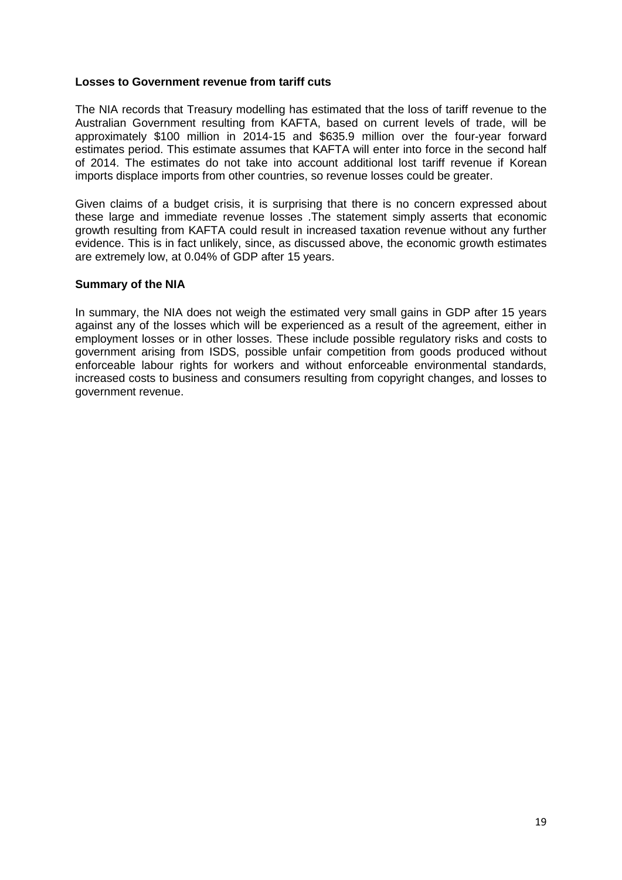**Losses to Government revenue from tariff cuts**

The NIA records that Treasury modelling has estimated that the loss of tariff revenue to the Australian Government resulting from KAFTA, based on current levels of trade, will be approximately $100 million in 2014-15 and $635.9 million over the four-year forward estimates period. This estimate assumes that KAFTA will enter into force in the second half of 2014. The estimates do not take into account additional lost tariff revenue if Korean imports displace imports from other countries, so revenue losses could be greater.

Given claims of a budget crisis, it is surprising that there is no concern expressed about these large and immediate revenue losses .The statement simply asserts that economic growth resulting from KAFTA could result in increased taxation revenue without any further evidence. This is in fact unlikely, since, as discussed above, the economic growth estimates are extremely low, at 0.04% of GDP after 15 years.

**Summary of the NIA**

In summary, the NIA does not weigh the estimated very small gains in GDP after 15 years against any of the losses which will be experienced as a result of the agreement, either in employment losses or in other losses. These include possible regulatory risks and costs to government arising from ISDS, possible unfair competition from goods produced without enforceable labour rights for workers and without enforceable environmental standards, increased costs to business and consumers resulting from copyright changes, and losses to government revenue.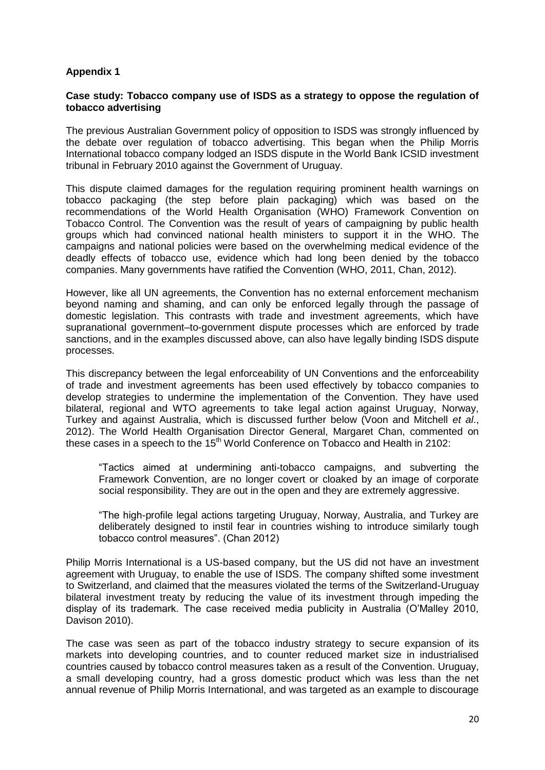**Appendix 1**

**Case study: Tobacco company use of ISDS as a strategy to oppose the regulation of tobacco advertising**

The previous Australian Government policy of opposition to ISDS was strongly influenced by the debate over regulation of tobacco advertising. This began when the Philip Morris International tobacco company lodged an ISDS dispute in the World Bank ICSID investment tribunal in February 2010 against the Government of Uruguay.

This dispute claimed damages for the regulation requiring prominent health warnings on tobacco packaging (the step before plain packaging) which was based on the recommendations of the World Health Organisation (WHO) Framework Convention on Tobacco Control. The Convention was the result of years of campaigning by public health groups which had convinced national health ministers to support it in the WHO. The campaigns and national policies were based on the overwhelming medical evidence of the deadly effects of tobacco use, evidence which had long been denied by the tobacco companies. Many governments have ratified the Convention (WHO, 2011, Chan, 2012).

However, like all UN agreements, the Convention has no external enforcement mechanism beyond naming and shaming, and can only be enforced legally through the passage of domestic legislation. This contrasts with trade and investment agreements, which have supranational government–to-government dispute processes which are enforced by trade sanctions, and in the examples discussed above, can also have legally binding ISDS dispute processes.

This discrepancy between the legal enforceability of UN Conventions and the enforceability of trade and investment agreements has been used effectively by tobacco companies to develop strategies to undermine the implementation of the Convention. They have used bilateral, regional and WTO agreements to take legal action against Uruguay, Norway, Turkey and against Australia, which is discussed further below (Voon and Mitchell *et al*., 2012). The World Health Organisation Director General, Margaret Chan, commented on these cases in a speech to the 15th World Conference on Tobacco and Health in 2102:

> "Tactics aimed at undermining anti-tobacco campaigns, and subverting the Framework Convention, are no longer covert or cloaked by an image of corporate social responsibility. They are out in the open and they are extremely aggressive.
>
> "The high-profile legal actions targeting Uruguay, Norway, Australia, and Turkey are deliberately designed to instil fear in countries wishing to introduce similarly tough tobacco control measures". (Chan 2012)

Philip Morris International is a US-based company, but the US did not have an investment agreement with Uruguay, to enable the use of ISDS. The company shifted some investment to Switzerland, and claimed that the measures violated the terms of the Switzerland-Uruguay bilateral investment treaty by reducing the value of its investment through impeding the display of its trademark. The case received media publicity in Australia (O'Malley 2010, Davison 2010).

The case was seen as part of the tobacco industry strategy to secure expansion of its markets into developing countries, and to counter reduced market size in industrialised countries caused by tobacco control measures taken as a result of the Convention. Uruguay, a small developing country, had a gross domestic product which was less than the net annual revenue of Philip Morris International, and was targeted as an example to discourage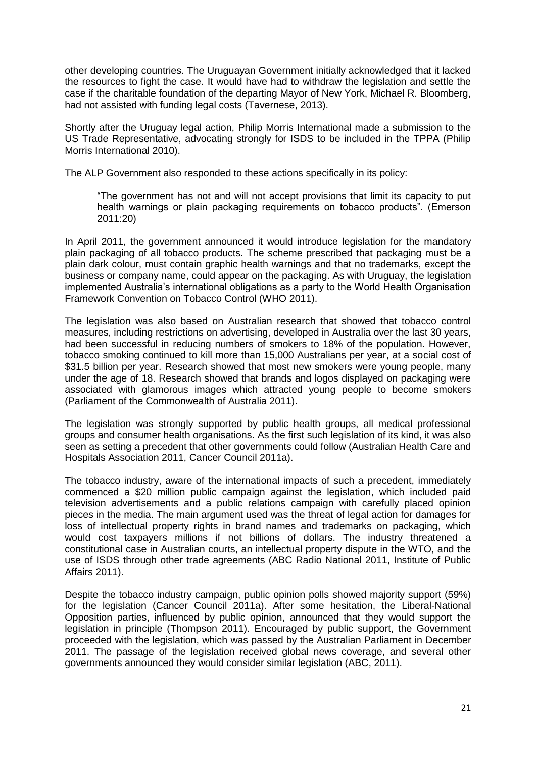other developing countries. The Uruguayan Government initially acknowledged that it lacked the resources to fight the case. It would have had to withdraw the legislation and settle the case if the charitable foundation of the departing Mayor of New York, Michael R. Bloomberg, had not assisted with funding legal costs (Tavernese, 2013).

Shortly after the Uruguay legal action, Philip Morris International made a submission to the US Trade Representative, advocating strongly for ISDS to be included in the TPPA (Philip Morris International 2010).

The ALP Government also responded to these actions specifically in its policy:

> "The government has not and will not accept provisions that limit its capacity to put health warnings or plain packaging requirements on tobacco products". (Emerson 2011:20)

In April 2011, the government announced it would introduce legislation for the mandatory plain packaging of all tobacco products. The scheme prescribed that packaging must be a plain dark colour, must contain graphic health warnings and that no trademarks, except the business or company name, could appear on the packaging. As with Uruguay, the legislation implemented Australia's international obligations as a party to the World Health Organisation Framework Convention on Tobacco Control (WHO 2011).

The legislation was also based on Australian research that showed that tobacco control measures, including restrictions on advertising, developed in Australia over the last 30 years, had been successful in reducing numbers of smokers to 18% of the population. However, tobacco smoking continued to kill more than 15,000 Australians per year, at a social cost of \$31.5 billion per year. Research showed that most new smokers were young people, many under the age of 18. Research showed that brands and logos displayed on packaging were associated with glamorous images which attracted young people to become smokers (Parliament of the Commonwealth of Australia 2011).

The legislation was strongly supported by public health groups, all medical professional groups and consumer health organisations. As the first such legislation of its kind, it was also seen as setting a precedent that other governments could follow (Australian Health Care and Hospitals Association 2011, Cancer Council 2011a).

The tobacco industry, aware of the international impacts of such a precedent, immediately commenced a \$20 million public campaign against the legislation, which included paid television advertisements and a public relations campaign with carefully placed opinion pieces in the media. The main argument used was the threat of legal action for damages for loss of intellectual property rights in brand names and trademarks on packaging, which would cost taxpayers millions if not billions of dollars. The industry threatened a constitutional case in Australian courts, an intellectual property dispute in the WTO, and the use of ISDS through other trade agreements (ABC Radio National 2011, Institute of Public Affairs 2011).

Despite the tobacco industry campaign, public opinion polls showed majority support (59%) for the legislation (Cancer Council 2011a). After some hesitation, the Liberal-National Opposition parties, influenced by public opinion, announced that they would support the legislation in principle (Thompson 2011). Encouraged by public support, the Government proceeded with the legislation, which was passed by the Australian Parliament in December 2011. The passage of the legislation received global news coverage, and several other governments announced they would consider similar legislation (ABC, 2011).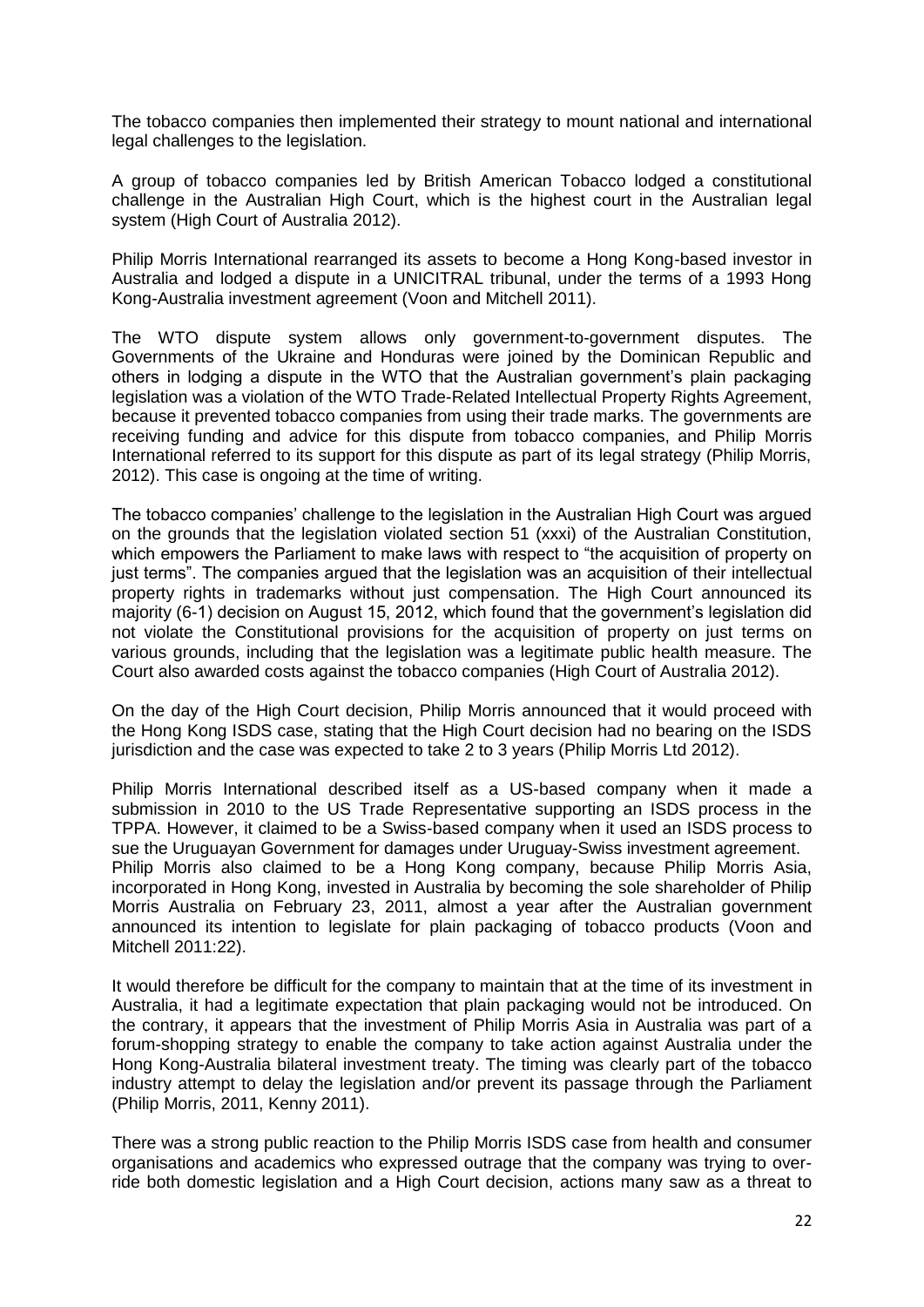The tobacco companies then implemented their strategy to mount national and international legal challenges to the legislation.

A group of tobacco companies led by British American Tobacco lodged a constitutional challenge in the Australian High Court, which is the highest court in the Australian legal system (High Court of Australia 2012).

Philip Morris International rearranged its assets to become a Hong Kong-based investor in Australia and lodged a dispute in a UNICITRAL tribunal, under the terms of a 1993 Hong Kong-Australia investment agreement (Voon and Mitchell 2011).

The WTO dispute system allows only government-to-government disputes. The Governments of the Ukraine and Honduras were joined by the Dominican Republic and others in lodging a dispute in the WTO that the Australian government's plain packaging legislation was a violation of the WTO Trade-Related Intellectual Property Rights Agreement, because it prevented tobacco companies from using their trade marks. The governments are receiving funding and advice for this dispute from tobacco companies, and Philip Morris International referred to its support for this dispute as part of its legal strategy (Philip Morris, 2012). This case is ongoing at the time of writing.

The tobacco companies' challenge to the legislation in the Australian High Court was argued on the grounds that the legislation violated section 51 (xxxi) of the Australian Constitution, which empowers the Parliament to make laws with respect to "the acquisition of property on just terms". The companies argued that the legislation was an acquisition of their intellectual property rights in trademarks without just compensation. The High Court announced its majority (6-1) decision on August 15, 2012, which found that the government's legislation did not violate the Constitutional provisions for the acquisition of property on just terms on various grounds, including that the legislation was a legitimate public health measure. The Court also awarded costs against the tobacco companies (High Court of Australia 2012).

On the day of the High Court decision, Philip Morris announced that it would proceed with the Hong Kong ISDS case, stating that the High Court decision had no bearing on the ISDS jurisdiction and the case was expected to take 2 to 3 years (Philip Morris Ltd 2012).

Philip Morris International described itself as a US-based company when it made a submission in 2010 to the US Trade Representative supporting an ISDS process in the TPPA. However, it claimed to be a Swiss-based company when it used an ISDS process to sue the Uruguayan Government for damages under Uruguay-Swiss investment agreement. Philip Morris also claimed to be a Hong Kong company, because Philip Morris Asia, incorporated in Hong Kong, invested in Australia by becoming the sole shareholder of Philip Morris Australia on February 23, 2011, almost a year after the Australian government announced its intention to legislate for plain packaging of tobacco products (Voon and Mitchell 2011:22).

It would therefore be difficult for the company to maintain that at the time of its investment in Australia, it had a legitimate expectation that plain packaging would not be introduced. On the contrary, it appears that the investment of Philip Morris Asia in Australia was part of a forum-shopping strategy to enable the company to take action against Australia under the Hong Kong-Australia bilateral investment treaty. The timing was clearly part of the tobacco industry attempt to delay the legislation and/or prevent its passage through the Parliament (Philip Morris, 2011, Kenny 2011).

There was a strong public reaction to the Philip Morris ISDS case from health and consumer organisations and academics who expressed outrage that the company was trying to over-ride both domestic legislation and a High Court decision, actions many saw as a threat to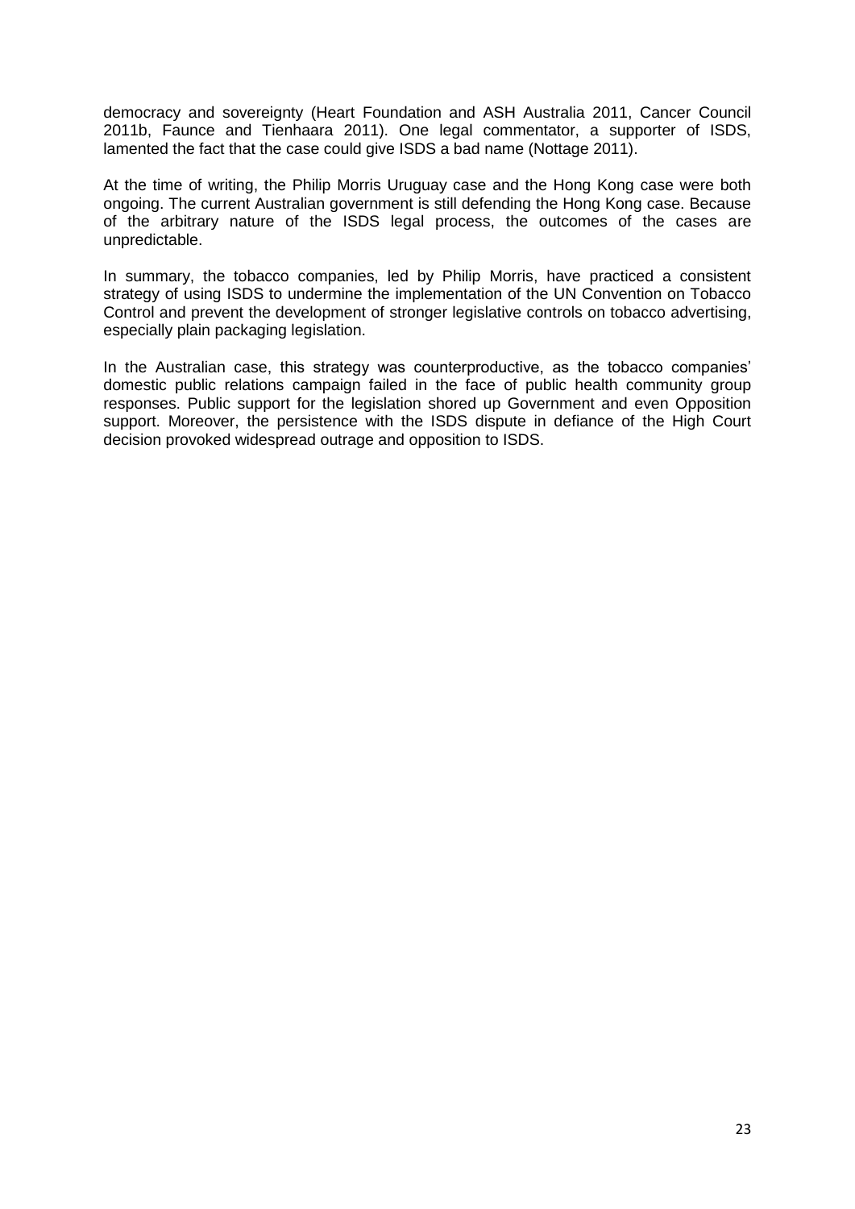democracy and sovereignty (Heart Foundation and ASH Australia 2011, Cancer Council 2011b, Faunce and Tienhaara 2011). One legal commentator, a supporter of ISDS, lamented the fact that the case could give ISDS a bad name (Nottage 2011).

At the time of writing, the Philip Morris Uruguay case and the Hong Kong case were both ongoing. The current Australian government is still defending the Hong Kong case. Because of the arbitrary nature of the ISDS legal process, the outcomes of the cases are unpredictable.

In summary, the tobacco companies, led by Philip Morris, have practiced a consistent strategy of using ISDS to undermine the implementation of the UN Convention on Tobacco Control and prevent the development of stronger legislative controls on tobacco advertising, especially plain packaging legislation.

In the Australian case, this strategy was counterproductive, as the tobacco companies' domestic public relations campaign failed in the face of public health community group responses. Public support for the legislation shored up Government and even Opposition support. Moreover, the persistence with the ISDS dispute in defiance of the High Court decision provoked widespread outrage and opposition to ISDS.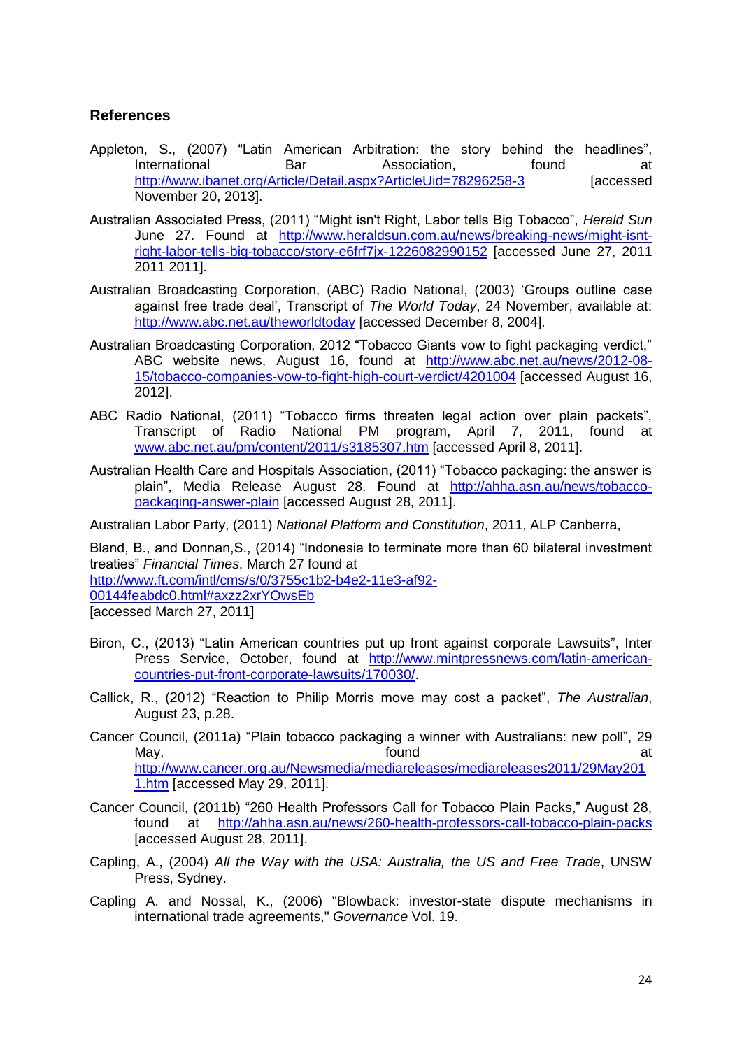### References

Appleton, S., (2007) "Latin American Arbitration: the story behind the headlines", International Bar Association, found at http://www.ibanet.org/Article/Detail.aspx?ArticleUid=78296258-3 [accessed November 20, 2013].

Australian Associated Press, (2011) "Might isn't Right, Labor tells Big Tobacco", *Herald Sun* June 27. Found at http://www.heraldsun.com.au/news/breaking-news/might-isnt-right-labor-tells-big-tobacco/story-e6frf7jx-1226082990152 [accessed June 27, 2011 2011 2011].

Australian Broadcasting Corporation, (ABC) Radio National, (2003) 'Groups outline case against free trade deal', Transcript of *The World Today*, 24 November, available at: http://www.abc.net.au/theworldtoday [accessed December 8, 2004].

Australian Broadcasting Corporation, 2012 "Tobacco Giants vow to fight packaging verdict," ABC website news, August 16, found at http://www.abc.net.au/news/2012-08-15/tobacco-companies-vow-to-fight-high-court-verdict/4201004 [accessed August 16, 2012].

ABC Radio National, (2011) "Tobacco firms threaten legal action over plain packets", Transcript of Radio National PM program, April 7, 2011, found at www.abc.net.au/pm/content/2011/s3185307.htm [accessed April 8, 2011].

Australian Health Care and Hospitals Association, (2011) "Tobacco packaging: the answer is plain", Media Release August 28. Found at http://ahha.asn.au/news/tobacco-packaging-answer-plain [accessed August 28, 2011].

Australian Labor Party, (2011) *National Platform and Constitution*, 2011, ALP Canberra,

Bland, B., and Donnan,S., (2014) "Indonesia to terminate more than 60 bilateral investment treaties" *Financial Times*, March 27 found at http://www.ft.com/intl/cms/s/0/3755c1b2-b4e2-11e3-af92-00144feabdc0.html#axzz2xrYOwsEb [accessed March 27, 2011]

Biron, C., (2013) "Latin American countries put up front against corporate Lawsuits", Inter Press Service, October, found at http://www.mintpressnews.com/latin-american-countries-put-front-corporate-lawsuits/170030/.

Callick, R., (2012) "Reaction to Philip Morris move may cost a packet", *The Australian*, August 23, p.28.

Cancer Council, (2011a) "Plain tobacco packaging a winner with Australians: new poll", 29 May, found at http://www.cancer.org.au/Newsmedia/mediareleases/mediareleases2011/29May2011.htm [accessed May 29, 2011].

Cancer Council, (2011b) "260 Health Professors Call for Tobacco Plain Packs," August 28, found at http://ahha.asn.au/news/260-health-professors-call-tobacco-plain-packs [accessed August 28, 2011].

Capling, A., (2004) *All the Way with the USA: Australia, the US and Free Trade*, UNSW Press, Sydney.

Capling A. and Nossal, K., (2006) "Blowback: investor-state dispute mechanisms in international trade agreements," *Governance* Vol. 19.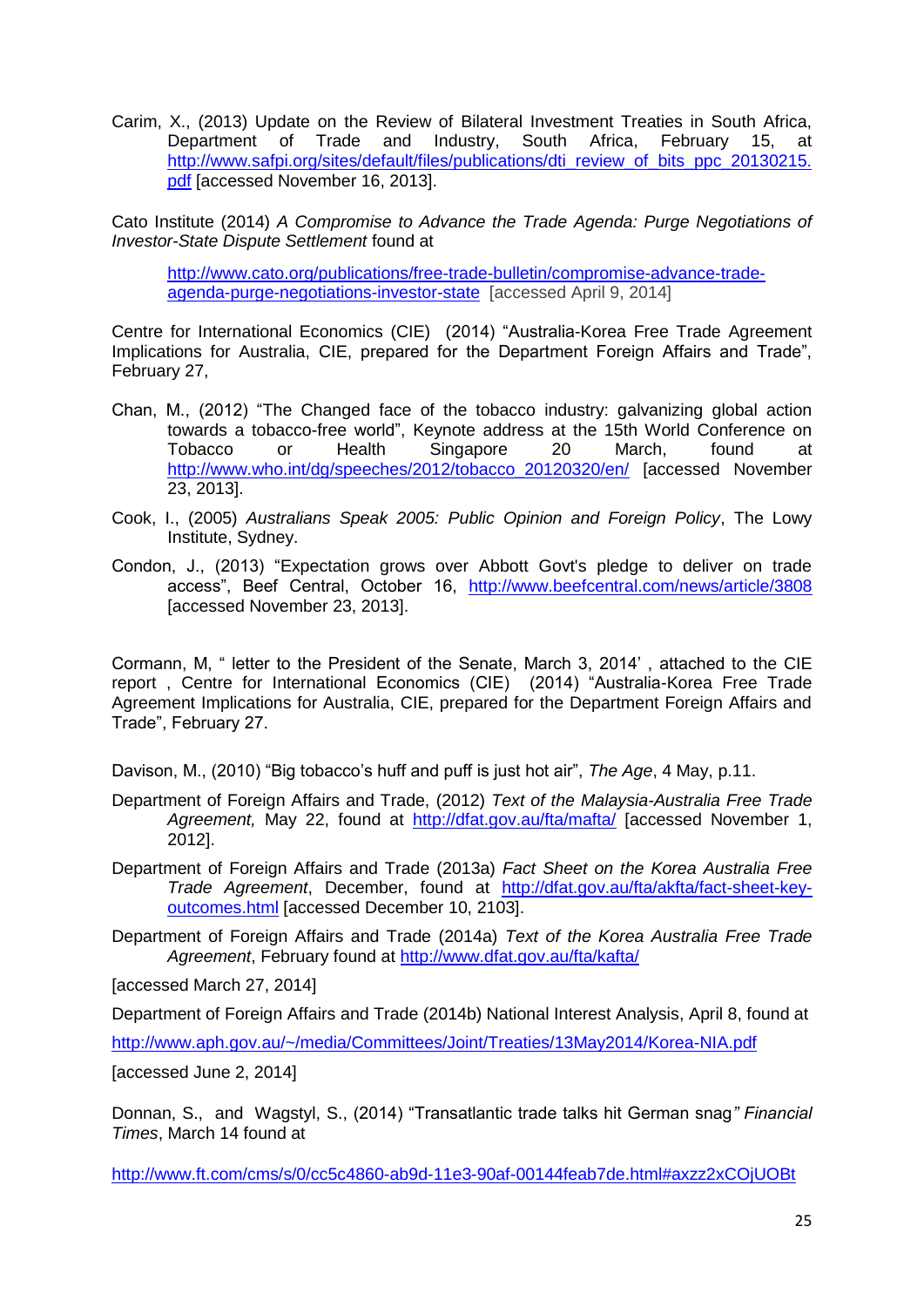Carim, X., (2013) Update on the Review of Bilateral Investment Treaties in South Africa, Department of Trade and Industry, South Africa, February 15, at http://www.safpi.org/sites/default/files/publications/dti_review_of_bits_ppc_20130215.pdf [accessed November 16, 2013].

Cato Institute (2014) *A Compromise to Advance the Trade Agenda: Purge Negotiations of Investor-State Dispute Settlement* found at

http://www.cato.org/publications/free-trade-bulletin/compromise-advance-trade-agenda-purge-negotiations-investor-state [accessed April 9, 2014]

Centre for International Economics (CIE) (2014) "Australia-Korea Free Trade Agreement Implications for Australia, CIE, prepared for the Department Foreign Affairs and Trade", February 27,

Chan, M., (2012) "The Changed face of the tobacco industry: galvanizing global action towards a tobacco-free world", Keynote address at the 15th World Conference on Tobacco or Health Singapore 20 March, found at http://www.who.int/dg/speeches/2012/tobacco_20120320/en/ [accessed November 23, 2013].

Cook, I., (2005) *Australians Speak 2005: Public Opinion and Foreign Policy*, The Lowy Institute, Sydney.

Condon, J., (2013) "Expectation grows over Abbott Govt's pledge to deliver on trade access", Beef Central, October 16, http://www.beefcentral.com/news/article/3808 [accessed November 23, 2013].

Cormann, M, " letter to the President of the Senate, March 3, 2014' , attached to the CIE report , Centre for International Economics (CIE) (2014) "Australia-Korea Free Trade Agreement Implications for Australia, CIE, prepared for the Department Foreign Affairs and Trade", February 27.

Davison, M., (2010) "Big tobacco's huff and puff is just hot air", *The Age*, 4 May, p.11.

Department of Foreign Affairs and Trade, (2012) *Text of the Malaysia-Australia Free Trade Agreement,* May 22, found at http://dfat.gov.au/fta/mafta/ [accessed November 1, 2012].

Department of Foreign Affairs and Trade (2013a) *Fact Sheet on the Korea Australia Free Trade Agreement*, December, found at http://dfat.gov.au/fta/akfta/fact-sheet-key-outcomes.html [accessed December 10, 2103].

Department of Foreign Affairs and Trade (2014a) *Text of the Korea Australia Free Trade Agreement*, February found at http://www.dfat.gov.au/fta/kafta/

[accessed March 27, 2014]

Department of Foreign Affairs and Trade (2014b) National Interest Analysis, April 8, found at

http://www.aph.gov.au/~/media/Committees/Joint/Treaties/13May2014/Korea-NIA.pdf

[accessed June 2, 2014]

Donnan, S., and Wagstyl, S., (2014) "Transatlantic trade talks hit German snag*" Financial Times*, March 14 found at

http://www.ft.com/cms/s/0/cc5c4860-ab9d-11e3-90af-00144feab7de.html#axzz2xCOjUOBt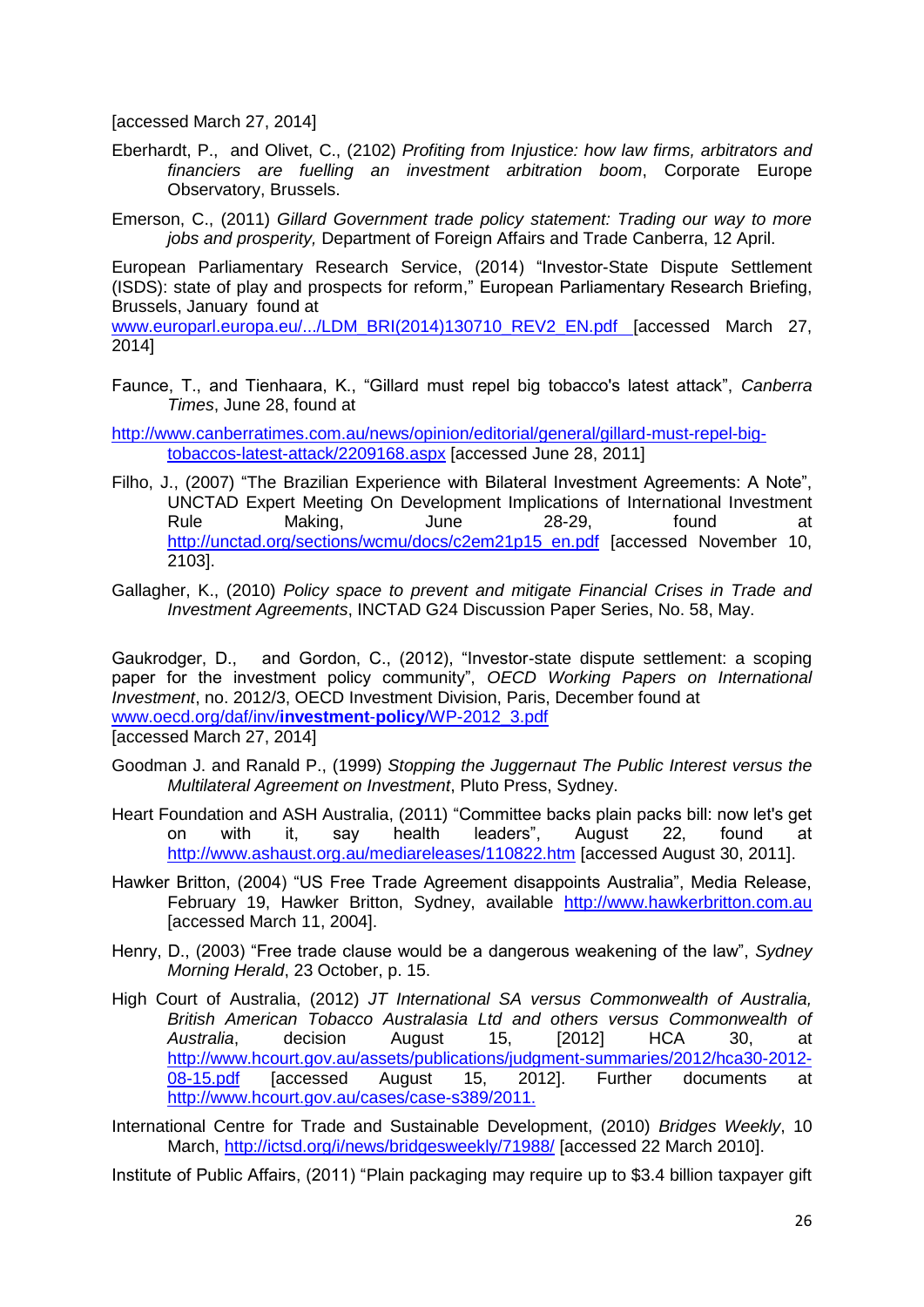[accessed March 27, 2014]

Eberhardt, P., and Olivet, C., (2102) *Profiting from Injustice: how law firms, arbitrators and financiers are fuelling an investment arbitration boom*, Corporate Europe Observatory, Brussels.

Emerson, C., (2011) *Gillard Government trade policy statement: Trading our way to more jobs and prosperity,* Department of Foreign Affairs and Trade Canberra, 12 April.

European Parliamentary Research Service, (2014) "Investor-State Dispute Settlement (ISDS): state of play and prospects for reform," European Parliamentary Research Briefing, Brussels, January found at www.europarl.europa.eu/.../LDM_BRI(2014)130710_REV2_EN.pdf [accessed March 27, 2014]

Faunce, T., and Tienhaara, K., "Gillard must repel big tobacco's latest attack", *Canberra Times*, June 28, found at

http://www.canberratimes.com.au/news/opinion/editorial/general/gillard-must-repel-big-tobaccos-latest-attack/2209168.aspx [accessed June 28, 2011]

Filho, J., (2007) "The Brazilian Experience with Bilateral Investment Agreements: A Note", UNCTAD Expert Meeting On Development Implications of International Investment Rule Making, June 28-29, found at http://unctad.org/sections/wcmu/docs/c2em21p15_en.pdf [accessed November 10, 2103].

Gallagher, K., (2010) *Policy space to prevent and mitigate Financial Crises in Trade and Investment Agreements*, INCTAD G24 Discussion Paper Series, No. 58, May.

Gaukrodger, D., and Gordon, C., (2012), "Investor-state dispute settlement: a scoping paper for the investment policy community", *OECD Working Papers on International Investment*, no. 2012/3, OECD Investment Division, Paris, December found at www.oecd.org/daf/inv/**investment-policy**/WP-2012_3.pdf
[accessed March 27, 2014]

Goodman J. and Ranald P., (1999) *Stopping the Juggernaut The Public Interest versus the Multilateral Agreement on Investment*, Pluto Press, Sydney.

Heart Foundation and ASH Australia, (2011) "Committee backs plain packs bill: now let's get on with it, say health leaders", August 22, found at http://www.ashaust.org.au/mediareleases/110822.htm [accessed August 30, 2011].

Hawker Britton, (2004) "US Free Trade Agreement disappoints Australia", Media Release, February 19, Hawker Britton, Sydney, available http://www.hawkerbritton.com.au [accessed March 11, 2004].

Henry, D., (2003) "Free trade clause would be a dangerous weakening of the law", *Sydney Morning Herald*, 23 October, p. 15.

High Court of Australia, (2012) *JT International SA versus Commonwealth of Australia, British American Tobacco Australasia Ltd and others versus Commonwealth of Australia*, decision August 15, [2012] HCA 30, at http://www.hcourt.gov.au/assets/publications/judgment-summaries/2012/hca30-2012-08-15.pdf [accessed August 15, 2012]. Further documents at http://www.hcourt.gov.au/cases/case-s389/2011.

International Centre for Trade and Sustainable Development, (2010) *Bridges Weekly*, 10 March, http://ictsd.org/i/news/bridgesweekly/71988/ [accessed 22 March 2010].

Institute of Public Affairs, (2011) "Plain packaging may require up to $3.4 billion taxpayer gift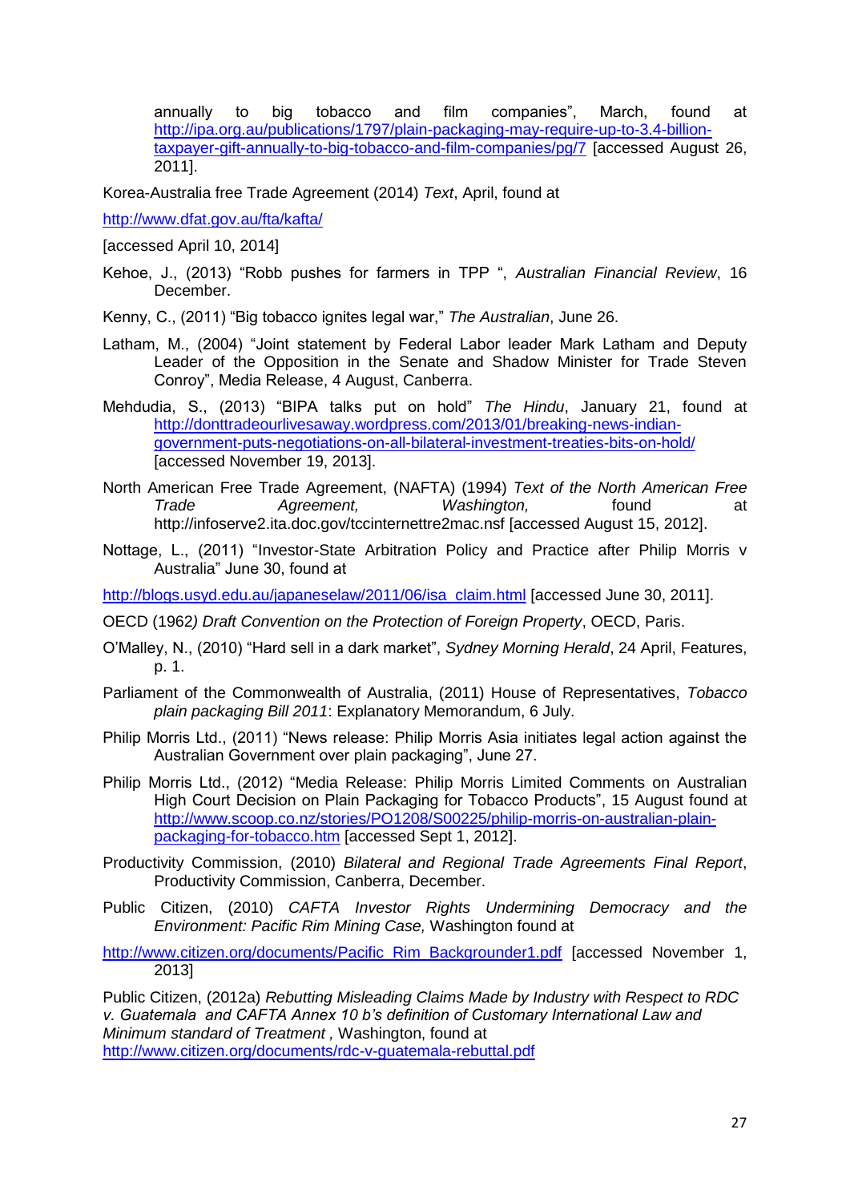annually to big tobacco and film companies", March, found at http://ipa.org.au/publications/1797/plain-packaging-may-require-up-to-3.4-billion-taxpayer-gift-annually-to-big-tobacco-and-film-companies/pg/7 [accessed August 26, 2011].

Korea-Australia free Trade Agreement (2014) *Text*, April, found at

http://www.dfat.gov.au/fta/kafta/

[accessed April 10, 2014]

Kehoe, J., (2013) "Robb pushes for farmers in TPP ", *Australian Financial Review*, 16 December.

Kenny, C., (2011) "Big tobacco ignites legal war," *The Australian*, June 26.

Latham, M., (2004) "Joint statement by Federal Labor leader Mark Latham and Deputy Leader of the Opposition in the Senate and Shadow Minister for Trade Steven Conroy", Media Release, 4 August, Canberra.

Mehdudia, S., (2013) "BIPA talks put on hold" *The Hindu*, January 21, found at http://donttradeourlivesaway.wordpress.com/2013/01/breaking-news-indian-government-puts-negotiations-on-all-bilateral-investment-treaties-bits-on-hold/ [accessed November 19, 2013].

North American Free Trade Agreement, (NAFTA) (1994) *Text of the North American Free Trade Agreement, Washington,* found at http://infoserve2.ita.doc.gov/tccinternettre2mac.nsf [accessed August 15, 2012].

Nottage, L., (2011) "Investor-State Arbitration Policy and Practice after Philip Morris v Australia" June 30, found at

http://blogs.usyd.edu.au/japaneselaw/2011/06/isa_claim.html [accessed June 30, 2011].

OECD (1962*) Draft Convention on the Protection of Foreign Property*, OECD, Paris.

O'Malley, N., (2010) "Hard sell in a dark market", *Sydney Morning Herald*, 24 April, Features, p. 1.

Parliament of the Commonwealth of Australia, (2011) House of Representatives, *Tobacco plain packaging Bill 2011*: Explanatory Memorandum, 6 July.

Philip Morris Ltd., (2011) "News release: Philip Morris Asia initiates legal action against the Australian Government over plain packaging", June 27.

Philip Morris Ltd., (2012) "Media Release: Philip Morris Limited Comments on Australian High Court Decision on Plain Packaging for Tobacco Products", 15 August found at http://www.scoop.co.nz/stories/PO1208/S00225/philip-morris-on-australian-plain-packaging-for-tobacco.htm [accessed Sept 1, 2012].

Productivity Commission, (2010) *Bilateral and Regional Trade Agreements Final Report*, Productivity Commission, Canberra, December.

Public Citizen, (2010) *CAFTA Investor Rights Undermining Democracy and the Environment: Pacific Rim Mining Case,* Washington found at

http://www.citizen.org/documents/Pacific_Rim_Backgrounder1.pdf [accessed November 1, 2013]

Public Citizen, (2012a) *Rebutting Misleading Claims Made by Industry with Respect to RDC v. Guatemala and CAFTA Annex 10 b's definition of Customary International Law and Minimum standard of Treatment ,* Washington, found at http://www.citizen.org/documents/rdc-v-guatemala-rebuttal.pdf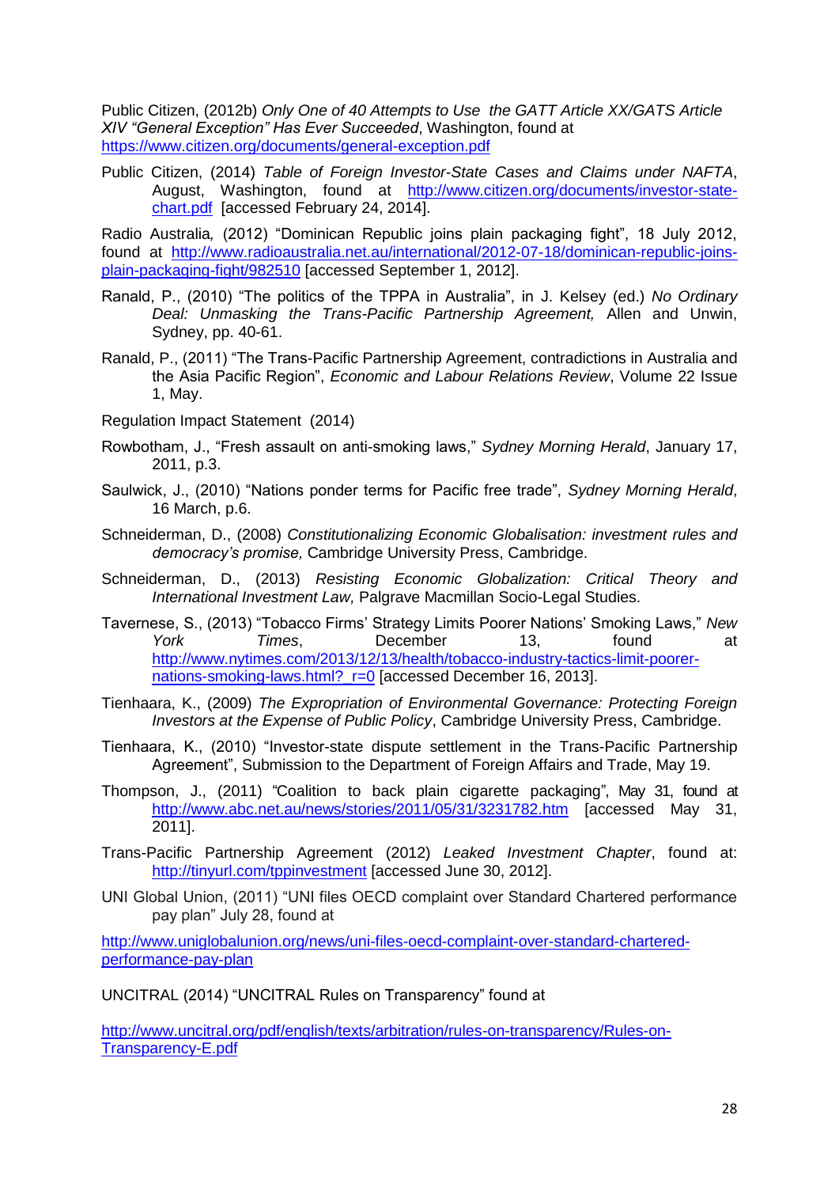Public Citizen, (2012b) *Only One of 40 Attempts to Use the GATT Article XX/GATS Article XIV "General Exception" Has Ever Succeeded*, Washington, found at https://www.citizen.org/documents/general-exception.pdf

Public Citizen, (2014) *Table of Foreign Investor-State Cases and Claims under NAFTA*, August, Washington, found at http://www.citizen.org/documents/investor-state-chart.pdf [accessed February 24, 2014].

Radio Australia*,* (2012) "Dominican Republic joins plain packaging fight", 18 July 2012, found at http://www.radioaustralia.net.au/international/2012-07-18/dominican-republic-joins-plain-packaging-fight/982510 [accessed September 1, 2012].

Ranald, P., (2010) "The politics of the TPPA in Australia", in J. Kelsey (ed.) *No Ordinary Deal: Unmasking the Trans-Pacific Partnership Agreement,* Allen and Unwin, Sydney, pp. 40-61.

Ranald, P., (2011) "The Trans-Pacific Partnership Agreement, contradictions in Australia and the Asia Pacific Region", *Economic and Labour Relations Review*, Volume 22 Issue 1, May.

Regulation Impact Statement (2014)

Rowbotham, J., "Fresh assault on anti-smoking laws," *Sydney Morning Herald*, January 17, 2011, p.3.

Saulwick, J., (2010) "Nations ponder terms for Pacific free trade", *Sydney Morning Herald*, 16 March, p.6.

Schneiderman, D., (2008) *Constitutionalizing Economic Globalisation: investment rules and democracy's promise,* Cambridge University Press, Cambridge.

Schneiderman, D., (2013) *Resisting Economic Globalization: Critical Theory and International Investment Law,* Palgrave Macmillan Socio-Legal Studies.

Tavernese, S., (2013) "Tobacco Firms' Strategy Limits Poorer Nations' Smoking Laws," *New York Times*, December 13, found at http://www.nytimes.com/2013/12/13/health/tobacco-industry-tactics-limit-poorer-nations-smoking-laws.html?_r=0 [accessed December 16, 2013].

Tienhaara, K., (2009) *The Expropriation of Environmental Governance: Protecting Foreign Investors at the Expense of Public Policy*, Cambridge University Press, Cambridge.

Tienhaara, K., (2010) "Investor-state dispute settlement in the Trans-Pacific Partnership Agreement", Submission to the Department of Foreign Affairs and Trade, May 19.

Thompson, J., (2011) "Coalition to back plain cigarette packaging", May 31, found at http://www.abc.net.au/news/stories/2011/05/31/3231782.htm [accessed May 31, 2011].

Trans-Pacific Partnership Agreement (2012) *Leaked Investment Chapter*, found at: http://tinyurl.com/tppinvestment [accessed June 30, 2012].

UNI Global Union, (2011) "UNI files OECD complaint over Standard Chartered performance pay plan" July 28, found at

http://www.uniglobalunion.org/news/uni-files-oecd-complaint-over-standard-chartered-performance-pay-plan

UNCITRAL (2014) "UNCITRAL Rules on Transparency" found at

http://www.uncitral.org/pdf/english/texts/arbitration/rules-on-transparency/Rules-on-Transparency-E.pdf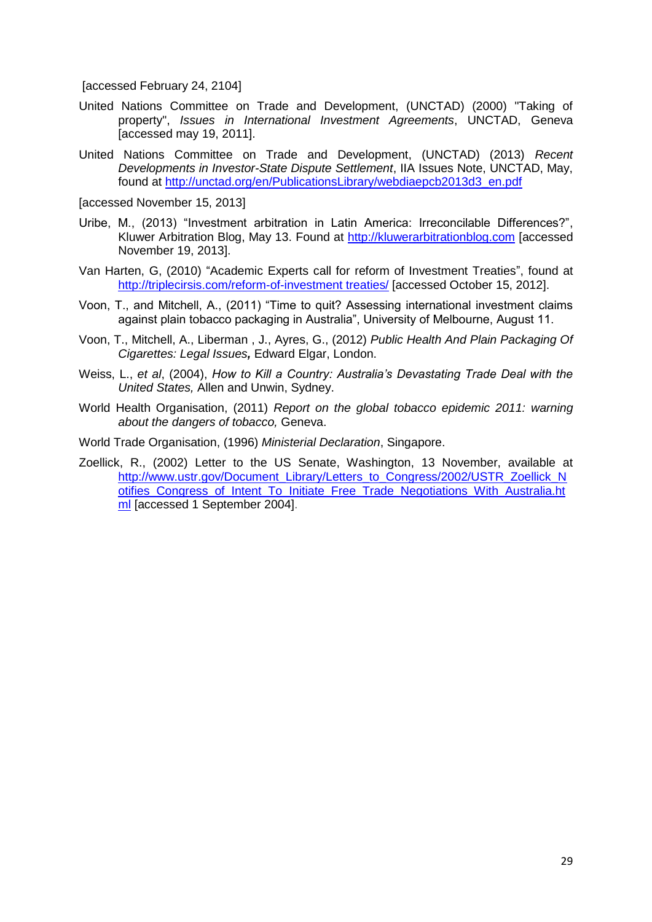[accessed February 24, 2104]

United Nations Committee on Trade and Development, (UNCTAD) (2000) "Taking of property", *Issues in International Investment Agreements*, UNCTAD, Geneva [accessed may 19, 2011].

United Nations Committee on Trade and Development, (UNCTAD) (2013) *Recent Developments in Investor-State Dispute Settlement*, IIA Issues Note, UNCTAD, May, found at http://unctad.org/en/PublicationsLibrary/webdiaepcb2013d3_en.pdf

[accessed November 15, 2013]

Uribe, M., (2013) "Investment arbitration in Latin America: Irreconcilable Differences?", Kluwer Arbitration Blog, May 13. Found at http://kluwerarbitrationblog.com [accessed November 19, 2013].

Van Harten, G, (2010) "Academic Experts call for reform of Investment Treaties", found at http://triplecirsis.com/reform-of-investment treaties/ [accessed October 15, 2012].

Voon, T., and Mitchell, A., (2011) "Time to quit? Assessing international investment claims against plain tobacco packaging in Australia", University of Melbourne, August 11.

Voon, T., Mitchell, A., Liberman , J., Ayres, G., (2012) *Public Health And Plain Packaging Of Cigarettes: Legal Issues***,** Edward Elgar, London.

Weiss, L., *et al*, (2004), *How to Kill a Country: Australia's Devastating Trade Deal with the United States,* Allen and Unwin, Sydney.

World Health Organisation, (2011) *Report on the global tobacco epidemic 2011: warning about the dangers of tobacco,* Geneva.

World Trade Organisation, (1996) *Ministerial Declaration*, Singapore.

Zoellick, R., (2002) Letter to the US Senate, Washington, 13 November, available at http://www.ustr.gov/Document_Library/Letters_to_Congress/2002/USTR_Zoellick_Notifies_Congress_of_Intent_To_Initiate_Free_Trade_Negotiations_With_Australia.html [accessed 1 September 2004].